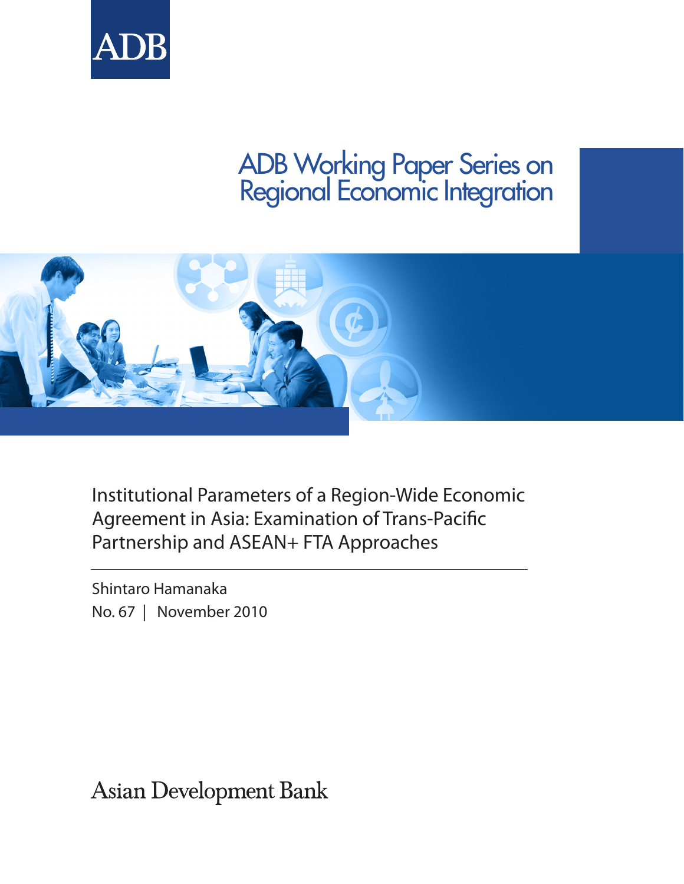ADB

# ADB Working Paper Series on Regional Economic Integration

## Institutional Parameters of a Region-Wide Economic Agreement in Asia: Examination of Trans-Pacific Partnership and ASEAN+ FTA Approaches

Shintaro Hamanaka

No. 67 | November 2010

Asian Development Bank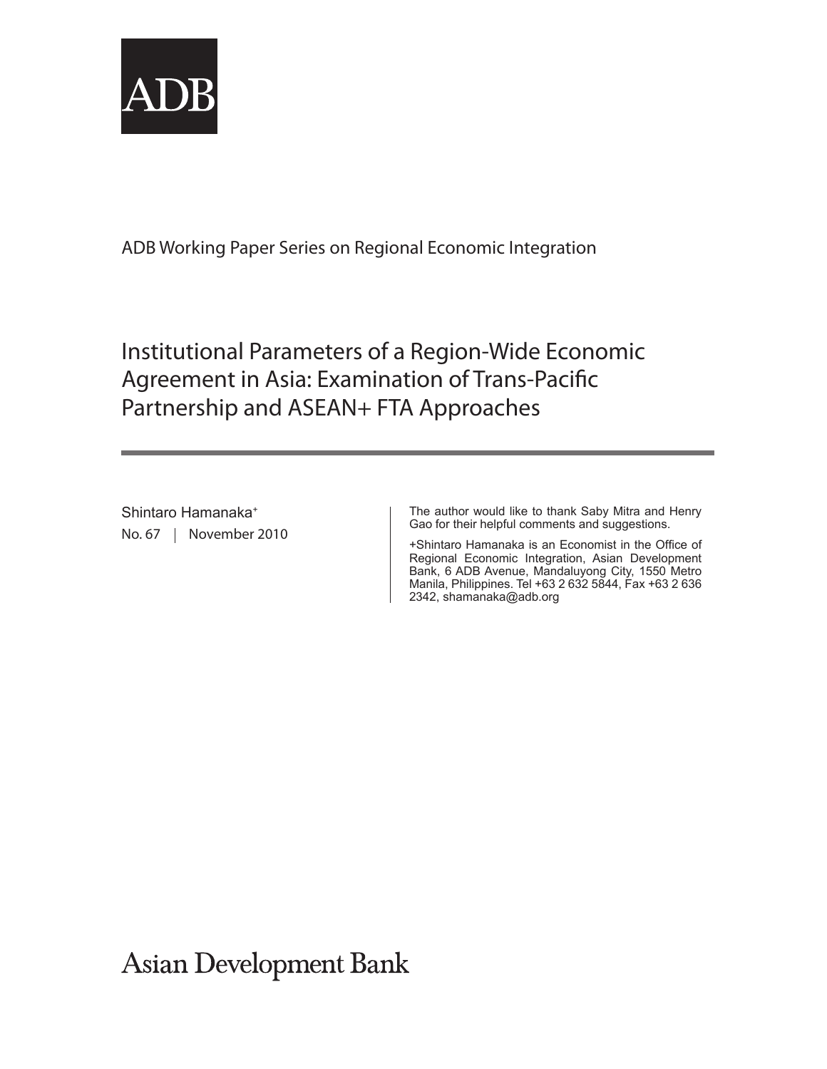ADB

ADB Working Paper Series on Regional Economic Integration

# Institutional Parameters of a Region-Wide Economic Agreement in Asia: Examination of Trans-Pacific Partnership and ASEAN+ FTA Approaches

Shintaro Hamanaka[+]

No. 67 | November 2010

The author would like to thank Saby Mitra and Henry Gao for their helpful comments and suggestions.

+Shintaro Hamanaka is an Economist in the Office of Regional Economic Integration, Asian Development Bank, 6 ADB Avenue, Mandaluyong City, 1550 Metro Manila, Philippines. Tel +63 2 632 5844, Fax +63 2 636 2342, shamanaka@adb.org

Asian Development Bank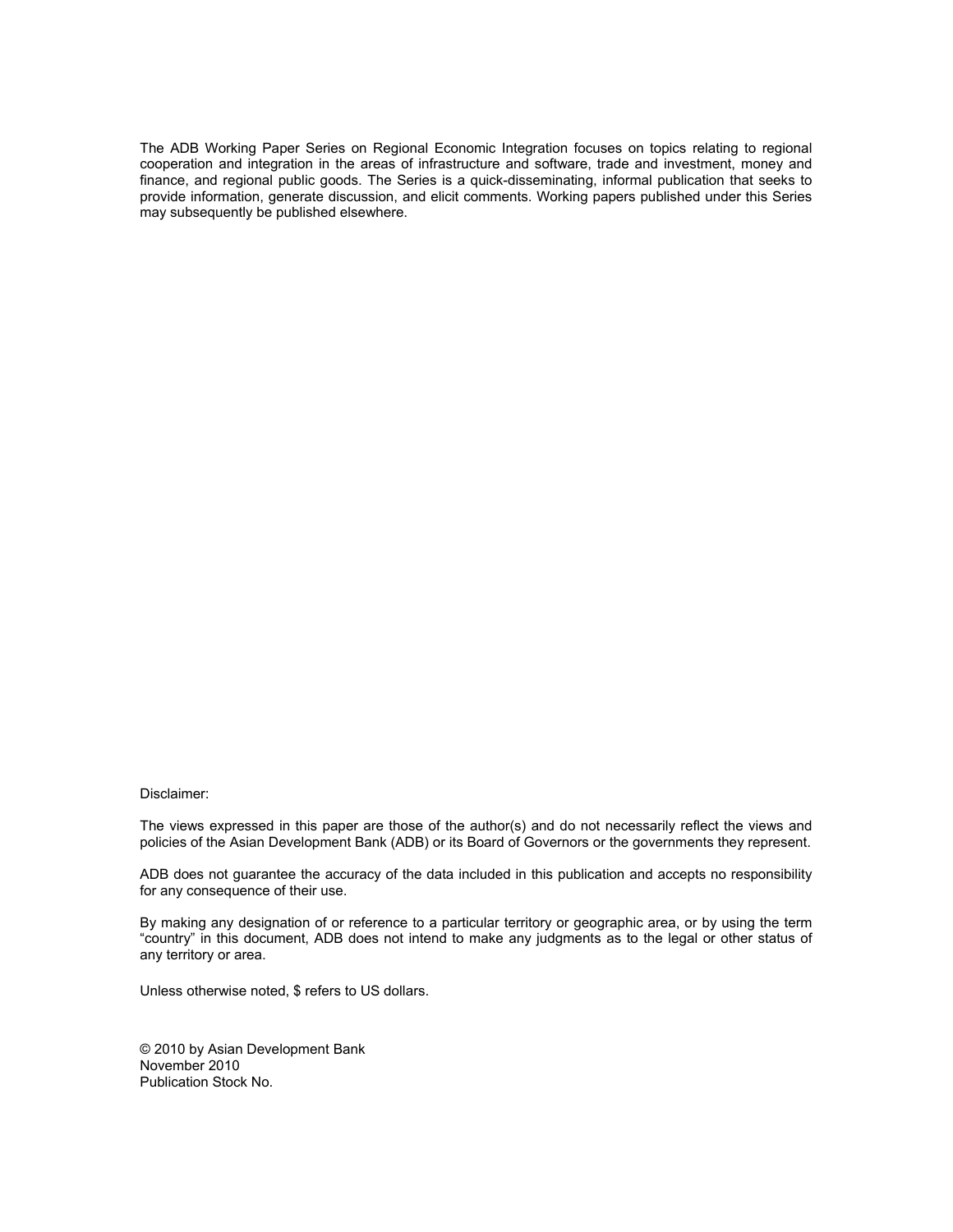The ADB Working Paper Series on Regional Economic Integration focuses on topics relating to regional cooperation and integration in the areas of infrastructure and software, trade and investment, money and finance, and regional public goods. The Series is a quick-disseminating, informal publication that seeks to provide information, generate discussion, and elicit comments. Working papers published under this Series may subsequently be published elsewhere.

Disclaimer:

The views expressed in this paper are those of the author(s) and do not necessarily reflect the views and policies of the Asian Development Bank (ADB) or its Board of Governors or the governments they represent.

ADB does not guarantee the accuracy of the data included in this publication and accepts no responsibility for any consequence of their use.

By making any designation of or reference to a particular territory or geographic area, or by using the term "country" in this document, ADB does not intend to make any judgments as to the legal or other status of any territory or area.

Unless otherwise noted, $ refers to US dollars.

© 2010 by Asian Development Bank  
November 2010  
Publication Stock No.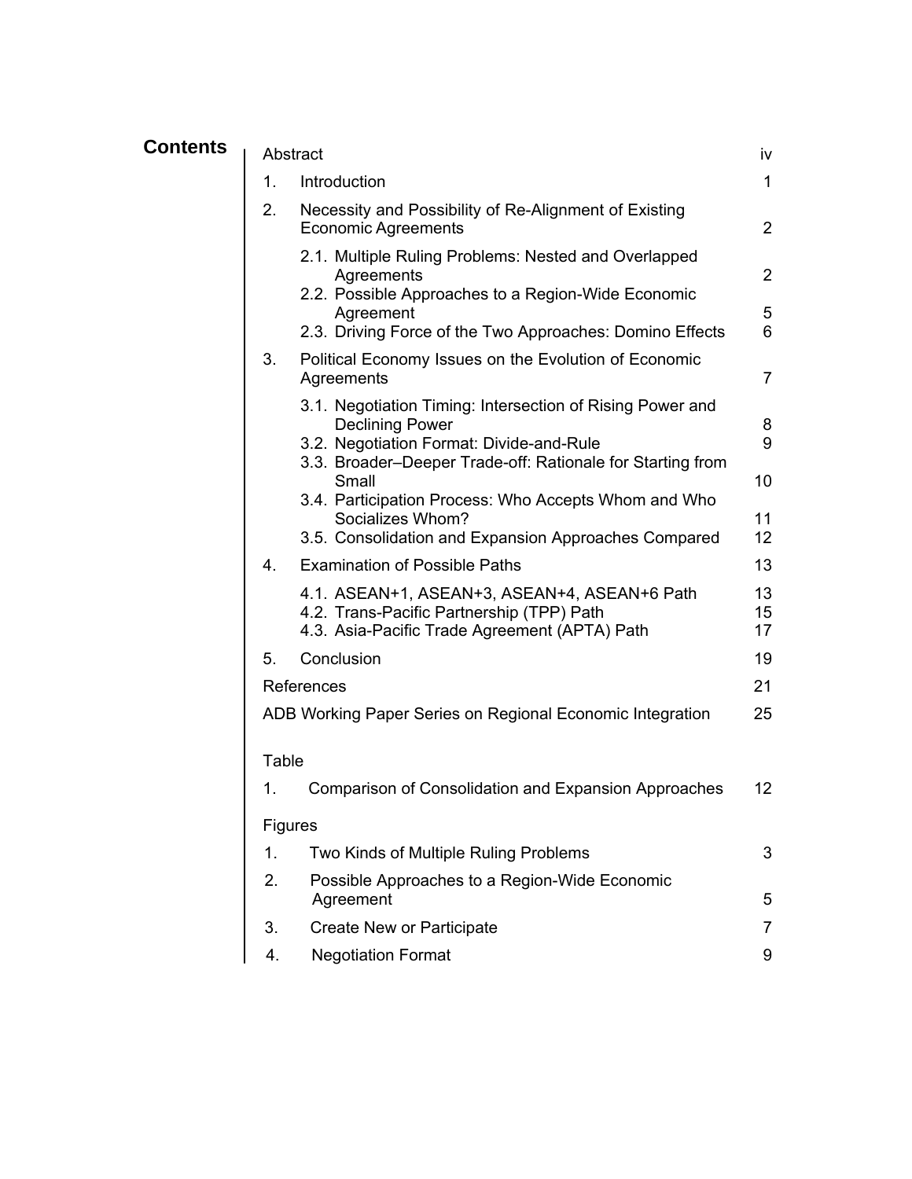# Contents

| | |
|---|---|
| Abstract | iv |
| 1. Introduction | 1 |
| 2. Necessity and Possibility of Re-Alignment of Existing Economic Agreements | 2 |
| 2.1. Multiple Ruling Problems: Nested and Overlapped Agreements | 2 |
| 2.2. Possible Approaches to a Region-Wide Economic Agreement | 5 |
| 2.3. Driving Force of the Two Approaches: Domino Effects | 6 |
| 3. Political Economy Issues on the Evolution of Economic Agreements | 7 |
| 3.1. Negotiation Timing: Intersection of Rising Power and Declining Power | 8 |
| 3.2. Negotiation Format: Divide-and-Rule | 9 |
| 3.3. Broader–Deeper Trade-off: Rationale for Starting from Small | 10 |
| 3.4. Participation Process: Who Accepts Whom and Who Socializes Whom? | 11 |
| 3.5. Consolidation and Expansion Approaches Compared | 12 |
| 4. Examination of Possible Paths | 13 |
| 4.1. ASEAN+1, ASEAN+3, ASEAN+4, ASEAN+6 Path | 13 |
| 4.2. Trans-Pacific Partnership (TPP) Path | 15 |
| 4.3. Asia-Pacific Trade Agreement (APTA) Path | 17 |
| 5. Conclusion | 19 |
| References | 21 |
| ADB Working Paper Series on Regional Economic Integration | 25 |

**Table**

| | |
|---|---|
| 1. Comparison of Consolidation and Expansion Approaches | 12 |

**Figures**

| | |
|---|---|
| 1. Two Kinds of Multiple Ruling Problems | 3 |
| 2. Possible Approaches to a Region-Wide Economic Agreement | 5 |
| 3. Create New or Participate | 7 |
| 4. Negotiation Format | 9 |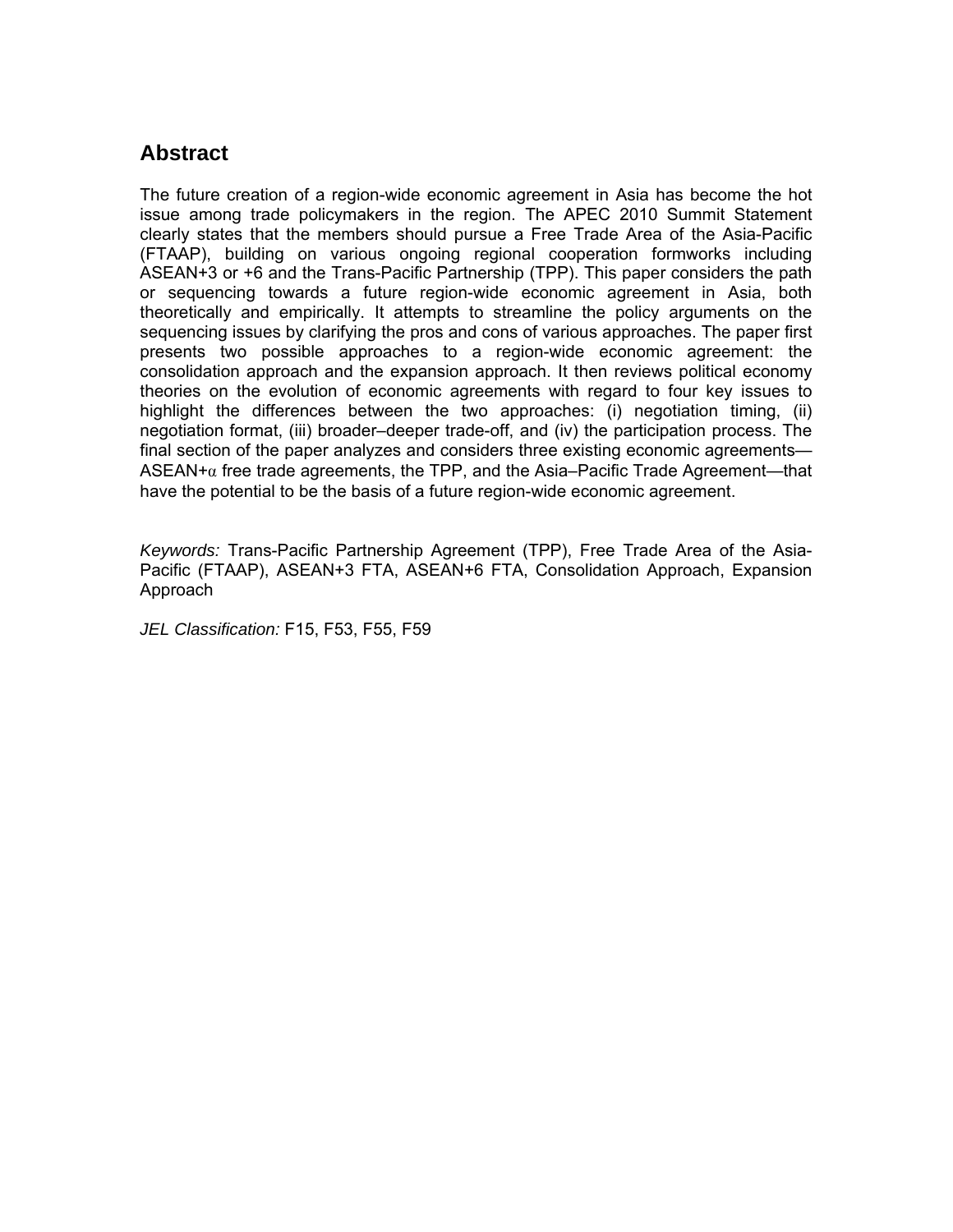## Abstract

The future creation of a region-wide economic agreement in Asia has become the hot issue among trade policymakers in the region. The APEC 2010 Summit Statement clearly states that the members should pursue a Free Trade Area of the Asia-Pacific (FTAAP), building on various ongoing regional cooperation formworks including ASEAN+3 or +6 and the Trans-Pacific Partnership (TPP). This paper considers the path or sequencing towards a future region-wide economic agreement in Asia, both theoretically and empirically. It attempts to streamline the policy arguments on the sequencing issues by clarifying the pros and cons of various approaches. The paper first presents two possible approaches to a region-wide economic agreement: the consolidation approach and the expansion approach. It then reviews political economy theories on the evolution of economic agreements with regard to four key issues to highlight the differences between the two approaches: (i) negotiation timing, (ii) negotiation format, (iii) broader–deeper trade-off, and (iv) the participation process. The final section of the paper analyzes and considers three existing economic agreements—ASEAN+$\alpha$ free trade agreements, the TPP, and the Asia–Pacific Trade Agreement—that have the potential to be the basis of a future region-wide economic agreement.

*Keywords:* Trans-Pacific Partnership Agreement (TPP), Free Trade Area of the Asia-Pacific (FTAAP), ASEAN+3 FTA, ASEAN+6 FTA, Consolidation Approach, Expansion Approach

*JEL Classification:* F15, F53, F55, F59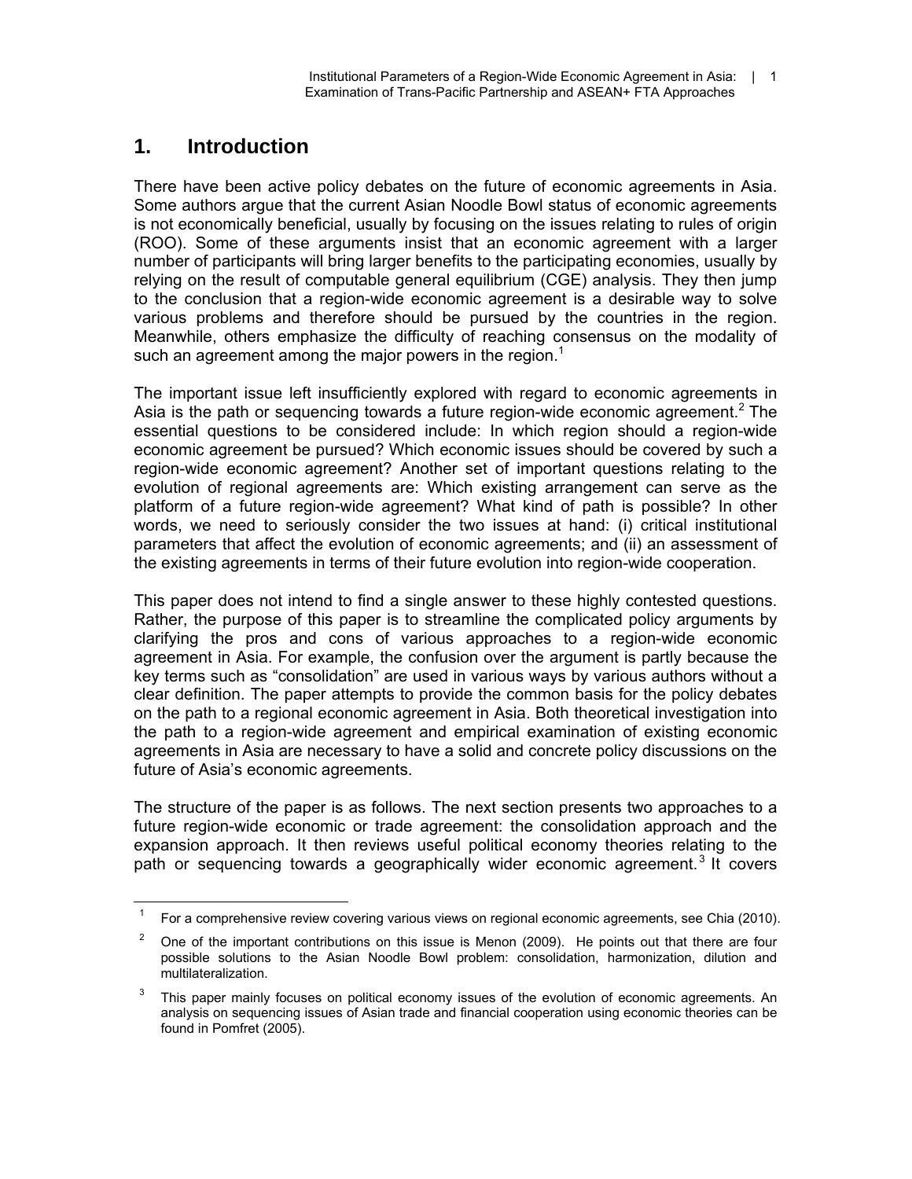# 1. Introduction

There have been active policy debates on the future of economic agreements in Asia. Some authors argue that the current Asian Noodle Bowl status of economic agreements is not economically beneficial, usually by focusing on the issues relating to rules of origin (ROO). Some of these arguments insist that an economic agreement with a larger number of participants will bring larger benefits to the participating economies, usually by relying on the result of computable general equilibrium (CGE) analysis. They then jump to the conclusion that a region-wide economic agreement is a desirable way to solve various problems and therefore should be pursued by the countries in the region. Meanwhile, others emphasize the difficulty of reaching consensus on the modality of such an agreement among the major powers in the region.[1]

The important issue left insufficiently explored with regard to economic agreements in Asia is the path or sequencing towards a future region-wide economic agreement.[2] The essential questions to be considered include: In which region should a region-wide economic agreement be pursued? Which economic issues should be covered by such a region-wide economic agreement? Another set of important questions relating to the evolution of regional agreements are: Which existing arrangement can serve as the platform of a future region-wide agreement? What kind of path is possible? In other words, we need to seriously consider the two issues at hand: (i) critical institutional parameters that affect the evolution of economic agreements; and (ii) an assessment of the existing agreements in terms of their future evolution into region-wide cooperation.

This paper does not intend to find a single answer to these highly contested questions. Rather, the purpose of this paper is to streamline the complicated policy arguments by clarifying the pros and cons of various approaches to a region-wide economic agreement in Asia. For example, the confusion over the argument is partly because the key terms such as "consolidation" are used in various ways by various authors without a clear definition. The paper attempts to provide the common basis for the policy debates on the path to a regional economic agreement in Asia. Both theoretical investigation into the path to a region-wide agreement and empirical examination of existing economic agreements in Asia are necessary to have a solid and concrete policy discussions on the future of Asia's economic agreements.

The structure of the paper is as follows. The next section presents two approaches to a future region-wide economic or trade agreement: the consolidation approach and the expansion approach. It then reviews useful political economy theories relating to the path or sequencing towards a geographically wider economic agreement.[3] It covers

[1] For a comprehensive review covering various views on regional economic agreements, see Chia (2010).

[2] One of the important contributions on this issue is Menon (2009). He points out that there are four possible solutions to the Asian Noodle Bowl problem: consolidation, harmonization, dilution and multilateralization.

[3] This paper mainly focuses on political economy issues of the evolution of economic agreements. An analysis on sequencing issues of Asian trade and financial cooperation using economic theories can be found in Pomfret (2005).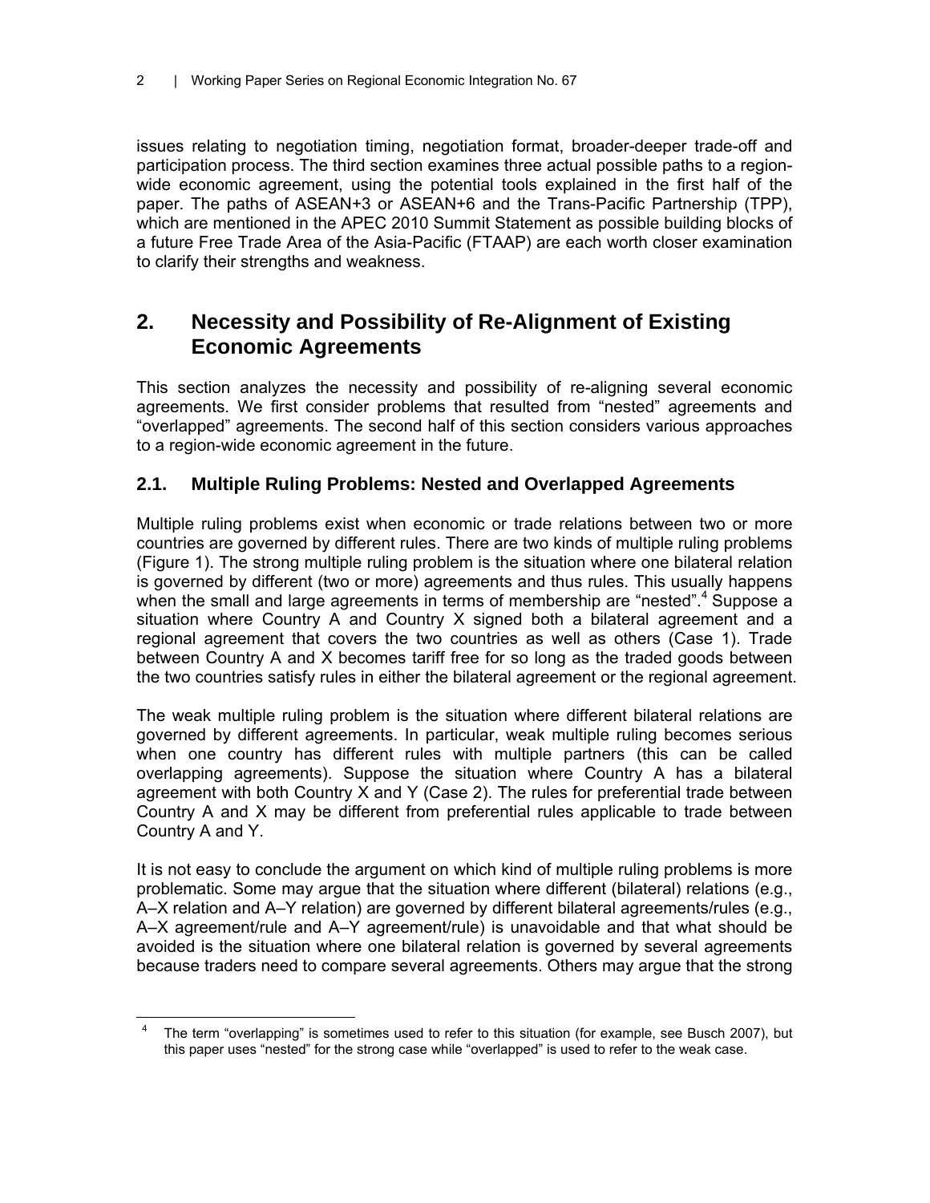issues relating to negotiation timing, negotiation format, broader-deeper trade-off and participation process. The third section examines three actual possible paths to a region-wide economic agreement, using the potential tools explained in the first half of the paper. The paths of ASEAN+3 or ASEAN+6 and the Trans-Pacific Partnership (TPP), which are mentioned in the APEC 2010 Summit Statement as possible building blocks of a future Free Trade Area of the Asia-Pacific (FTAAP) are each worth closer examination to clarify their strengths and weakness.

## 2. Necessity and Possibility of Re-Alignment of Existing Economic Agreements

This section analyzes the necessity and possibility of re-aligning several economic agreements. We first consider problems that resulted from "nested" agreements and "overlapped" agreements. The second half of this section considers various approaches to a region-wide economic agreement in the future.

### 2.1. Multiple Ruling Problems: Nested and Overlapped Agreements

Multiple ruling problems exist when economic or trade relations between two or more countries are governed by different rules. There are two kinds of multiple ruling problems (Figure 1). The strong multiple ruling problem is the situation where one bilateral relation is governed by different (two or more) agreements and thus rules. This usually happens when the small and large agreements in terms of membership are "nested".[4] Suppose a situation where Country A and Country X signed both a bilateral agreement and a regional agreement that covers the two countries as well as others (Case 1). Trade between Country A and X becomes tariff free for so long as the traded goods between the two countries satisfy rules in either the bilateral agreement or the regional agreement.

The weak multiple ruling problem is the situation where different bilateral relations are governed by different agreements. In particular, weak multiple ruling becomes serious when one country has different rules with multiple partners (this can be called overlapping agreements). Suppose the situation where Country A has a bilateral agreement with both Country X and Y (Case 2). The rules for preferential trade between Country A and X may be different from preferential rules applicable to trade between Country A and Y.

It is not easy to conclude the argument on which kind of multiple ruling problems is more problematic. Some may argue that the situation where different (bilateral) relations (e.g., A–X relation and A–Y relation) are governed by different bilateral agreements/rules (e.g., A–X agreement/rule and A–Y agreement/rule) is unavoidable and that what should be avoided is the situation where one bilateral relation is governed by several agreements because traders need to compare several agreements. Others may argue that the strong

---

[4] The term "overlapping" is sometimes used to refer to this situation (for example, see Busch 2007), but this paper uses "nested" for the strong case while "overlapped" is used to refer to the weak case.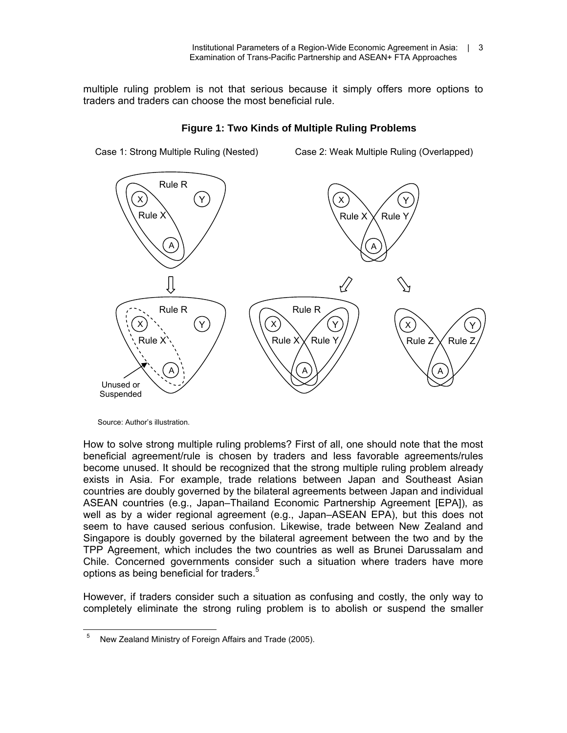multiple ruling problem is not that serious because it simply offers more options to traders and traders can choose the most beneficial rule.

**Figure 1: Two Kinds of Multiple Ruling Problems**

Case 1: Strong Multiple Ruling (Nested) Case 2: Weak Multiple Ruling (Overlapped)

Source: Author's illustration.

How to solve strong multiple ruling problems? First of all, one should note that the most beneficial agreement/rule is chosen by traders and less favorable agreements/rules become unused. It should be recognized that the strong multiple ruling problem already exists in Asia. For example, trade relations between Japan and Southeast Asian countries are doubly governed by the bilateral agreements between Japan and individual ASEAN countries (e.g., Japan–Thailand Economic Partnership Agreement [EPA]), as well as by a wider regional agreement (e.g., Japan–ASEAN EPA), but this does not seem to have caused serious confusion. Likewise, trade between New Zealand and Singapore is doubly governed by the bilateral agreement between the two and by the TPP Agreement, which includes the two countries as well as Brunei Darussalam and Chile. Concerned governments consider such a situation where traders have more options as being beneficial for traders.[5]

However, if traders consider such a situation as confusing and costly, the only way to completely eliminate the strong ruling problem is to abolish or suspend the smaller

[5] New Zealand Ministry of Foreign Affairs and Trade (2005).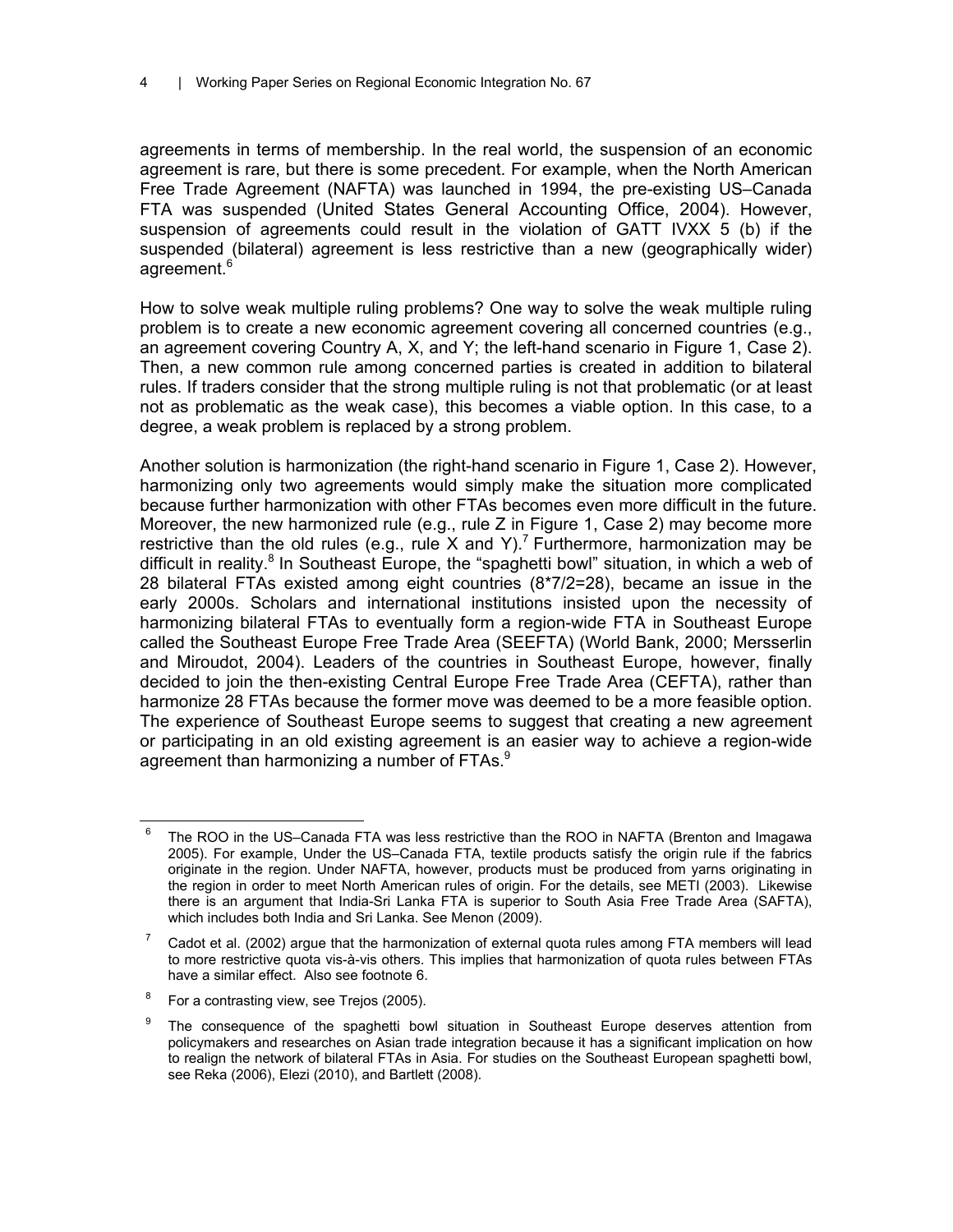agreements in terms of membership. In the real world, the suspension of an economic agreement is rare, but there is some precedent. For example, when the North American Free Trade Agreement (NAFTA) was launched in 1994, the pre-existing US–Canada FTA was suspended (United States General Accounting Office, 2004). However, suspension of agreements could result in the violation of GATT IVXX 5 (b) if the suspended (bilateral) agreement is less restrictive than a new (geographically wider) agreement.[6]

How to solve weak multiple ruling problems? One way to solve the weak multiple ruling problem is to create a new economic agreement covering all concerned countries (e.g., an agreement covering Country A, X, and Y; the left-hand scenario in Figure 1, Case 2). Then, a new common rule among concerned parties is created in addition to bilateral rules. If traders consider that the strong multiple ruling is not that problematic (or at least not as problematic as the weak case), this becomes a viable option. In this case, to a degree, a weak problem is replaced by a strong problem.

Another solution is harmonization (the right-hand scenario in Figure 1, Case 2). However, harmonizing only two agreements would simply make the situation more complicated because further harmonization with other FTAs becomes even more difficult in the future. Moreover, the new harmonized rule (e.g., rule Z in Figure 1, Case 2) may become more restrictive than the old rules (e.g., rule X and Y).[7] Furthermore, harmonization may be difficult in reality.[8] In Southeast Europe, the "spaghetti bowl" situation, in which a web of 28 bilateral FTAs existed among eight countries (8*7/2=28), became an issue in the early 2000s. Scholars and international institutions insisted upon the necessity of harmonizing bilateral FTAs to eventually form a region-wide FTA in Southeast Europe called the Southeast Europe Free Trade Area (SEEFTA) (World Bank, 2000; Mersserlin and Miroudot, 2004). Leaders of the countries in Southeast Europe, however, finally decided to join the then-existing Central Europe Free Trade Area (CEFTA), rather than harmonize 28 FTAs because the former move was deemed to be a more feasible option. The experience of Southeast Europe seems to suggest that creating a new agreement or participating in an old existing agreement is an easier way to achieve a region-wide agreement than harmonizing a number of FTAs.[9]

---

[6] The ROO in the US–Canada FTA was less restrictive than the ROO in NAFTA (Brenton and Imagawa 2005). For example, Under the US–Canada FTA, textile products satisfy the origin rule if the fabrics originate in the region. Under NAFTA, however, products must be produced from yarns originating in the region in order to meet North American rules of origin. For the details, see METI (2003). Likewise there is an argument that India-Sri Lanka FTA is superior to South Asia Free Trade Area (SAFTA), which includes both India and Sri Lanka. See Menon (2009).

[7] Cadot et al. (2002) argue that the harmonization of external quota rules among FTA members will lead to more restrictive quota vis-à-vis others. This implies that harmonization of quota rules between FTAs have a similar effect. Also see footnote 6.

[8] For a contrasting view, see Trejos (2005).

[9] The consequence of the spaghetti bowl situation in Southeast Europe deserves attention from policymakers and researches on Asian trade integration because it has a significant implication on how to realign the network of bilateral FTAs in Asia. For studies on the Southeast European spaghetti bowl, see Reka (2006), Elezi (2010), and Bartlett (2008).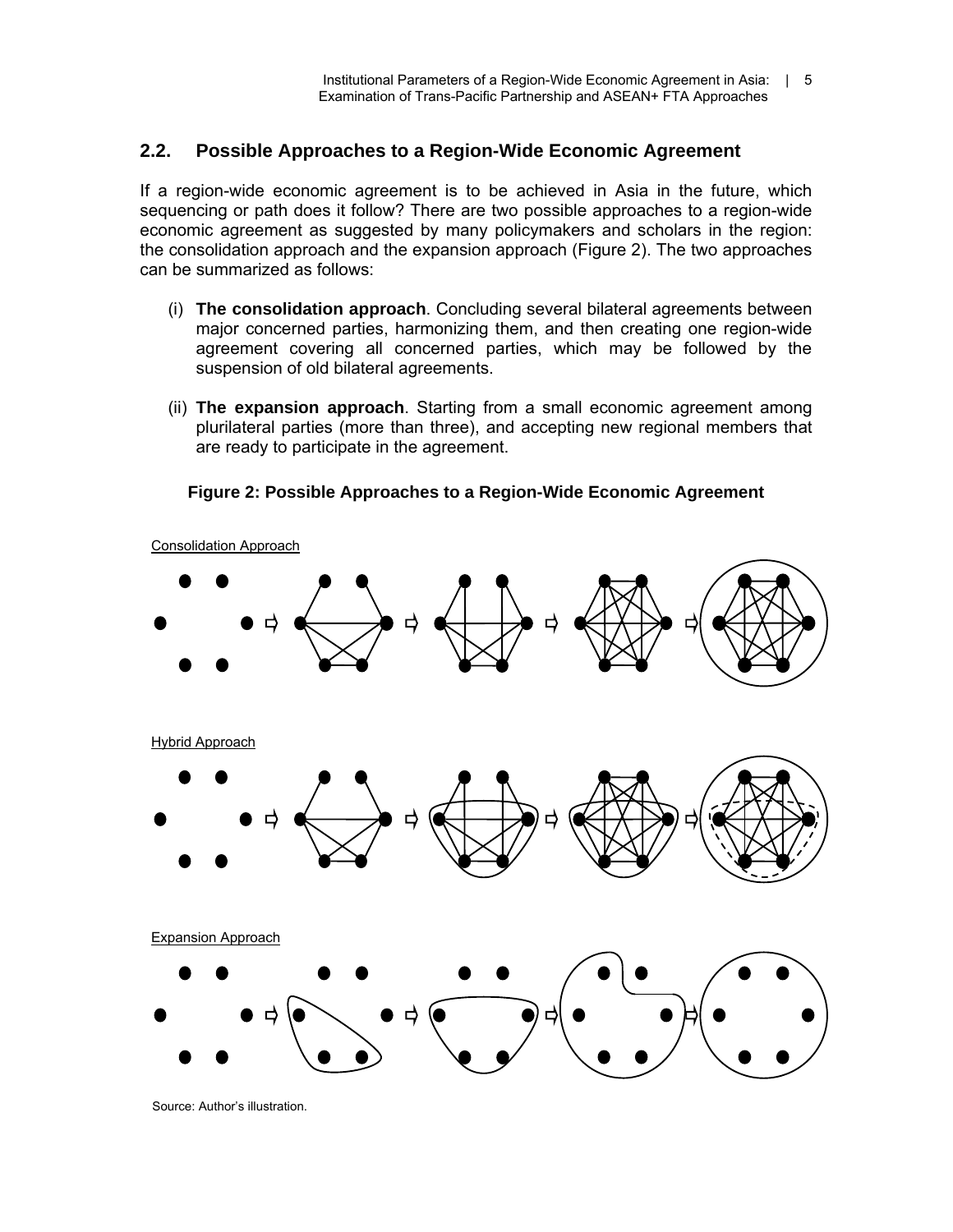## 2.2. Possible Approaches to a Region-Wide Economic Agreement

If a region-wide economic agreement is to be achieved in Asia in the future, which sequencing or path does it follow? There are two possible approaches to a region-wide economic agreement as suggested by many policymakers and scholars in the region: the consolidation approach and the expansion approach (Figure 2). The two approaches can be summarized as follows:

(i) **The consolidation approach**. Concluding several bilateral agreements between major concerned parties, harmonizing them, and then creating one region-wide agreement covering all concerned parties, which may be followed by the suspension of old bilateral agreements.

(ii) **The expansion approach**. Starting from a small economic agreement among plurilateral parties (more than three), and accepting new regional members that are ready to participate in the agreement.

**Figure 2: Possible Approaches to a Region-Wide Economic Agreement**

Consolidation Approach

Hybrid Approach

Expansion Approach

Source: Author's illustration.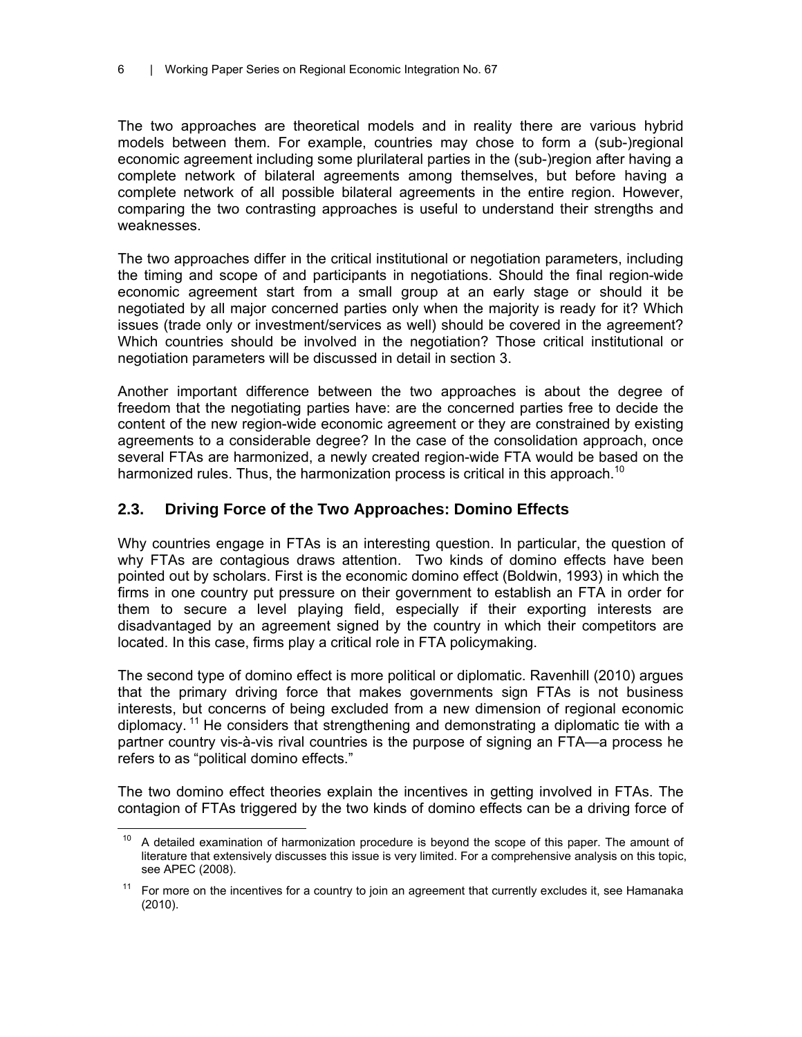The two approaches are theoretical models and in reality there are various hybrid models between them. For example, countries may chose to form a (sub-)regional economic agreement including some plurilateral parties in the (sub-)region after having a complete network of bilateral agreements among themselves, but before having a complete network of all possible bilateral agreements in the entire region. However, comparing the two contrasting approaches is useful to understand their strengths and weaknesses.

The two approaches differ in the critical institutional or negotiation parameters, including the timing and scope of and participants in negotiations. Should the final region-wide economic agreement start from a small group at an early stage or should it be negotiated by all major concerned parties only when the majority is ready for it? Which issues (trade only or investment/services as well) should be covered in the agreement? Which countries should be involved in the negotiation? Those critical institutional or negotiation parameters will be discussed in detail in section 3.

Another important difference between the two approaches is about the degree of freedom that the negotiating parties have: are the concerned parties free to decide the content of the new region-wide economic agreement or they are constrained by existing agreements to a considerable degree? In the case of the consolidation approach, once several FTAs are harmonized, a newly created region-wide FTA would be based on the harmonized rules. Thus, the harmonization process is critical in this approach.[10]

## 2.3. Driving Force of the Two Approaches: Domino Effects

Why countries engage in FTAs is an interesting question. In particular, the question of why FTAs are contagious draws attention. Two kinds of domino effects have been pointed out by scholars. First is the economic domino effect (Boldwin, 1993) in which the firms in one country put pressure on their government to establish an FTA in order for them to secure a level playing field, especially if their exporting interests are disadvantaged by an agreement signed by the country in which their competitors are located. In this case, firms play a critical role in FTA policymaking.

The second type of domino effect is more political or diplomatic. Ravenhill (2010) argues that the primary driving force that makes governments sign FTAs is not business interests, but concerns of being excluded from a new dimension of regional economic diplomacy.[11] He considers that strengthening and demonstrating a diplomatic tie with a partner country vis-à-vis rival countries is the purpose of signing an FTA—a process he refers to as "political domino effects."

The two domino effect theories explain the incentives in getting involved in FTAs. The contagion of FTAs triggered by the two kinds of domino effects can be a driving force of

[10] A detailed examination of harmonization procedure is beyond the scope of this paper. The amount of literature that extensively discusses this issue is very limited. For a comprehensive analysis on this topic, see APEC (2008).

[11] For more on the incentives for a country to join an agreement that currently excludes it, see Hamanaka (2010).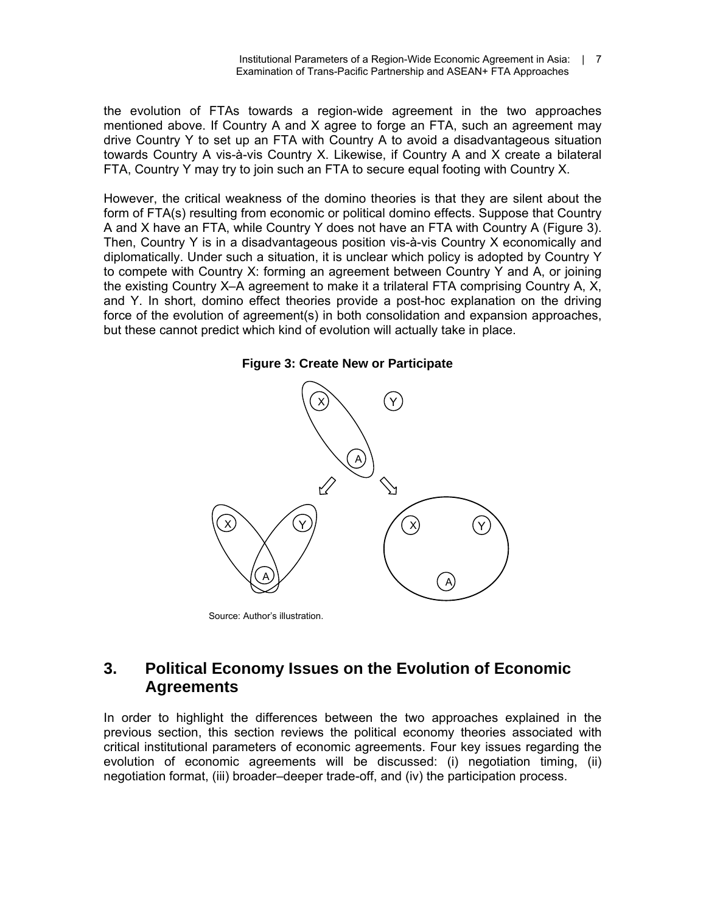the evolution of FTAs towards a region-wide agreement in the two approaches mentioned above. If Country A and X agree to forge an FTA, such an agreement may drive Country Y to set up an FTA with Country A to avoid a disadvantageous situation towards Country A vis-à-vis Country X. Likewise, if Country A and X create a bilateral FTA, Country Y may try to join such an FTA to secure equal footing with Country X.

However, the critical weakness of the domino theories is that they are silent about the form of FTA(s) resulting from economic or political domino effects. Suppose that Country A and X have an FTA, while Country Y does not have an FTA with Country A (Figure 3). Then, Country Y is in a disadvantageous position vis-à-vis Country X economically and diplomatically. Under such a situation, it is unclear which policy is adopted by Country Y to compete with Country X: forming an agreement between Country Y and A, or joining the existing Country X–A agreement to make it a trilateral FTA comprising Country A, X, and Y. In short, domino effect theories provide a post-hoc explanation on the driving force of the evolution of agreement(s) in both consolidation and expansion approaches, but these cannot predict which kind of evolution will actually take in place.

**Figure 3: Create New or Participate**

Source: Author's illustration.

## 3. Political Economy Issues on the Evolution of Economic Agreements

In order to highlight the differences between the two approaches explained in the previous section, this section reviews the political economy theories associated with critical institutional parameters of economic agreements. Four key issues regarding the evolution of economic agreements will be discussed: (i) negotiation timing, (ii) negotiation format, (iii) broader–deeper trade-off, and (iv) the participation process.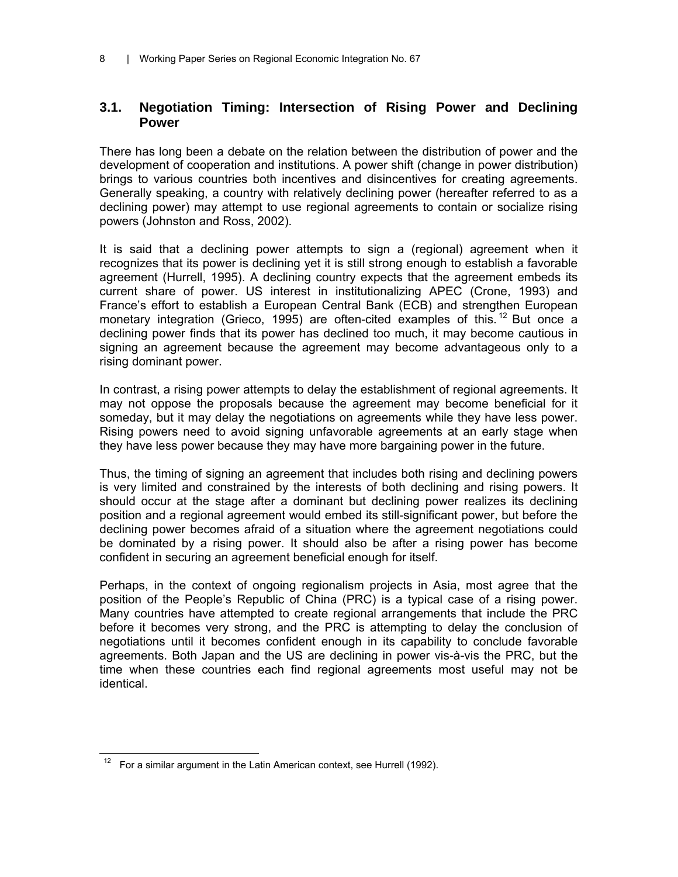## 3.1. Negotiation Timing: Intersection of Rising Power and Declining Power

There has long been a debate on the relation between the distribution of power and the development of cooperation and institutions. A power shift (change in power distribution) brings to various countries both incentives and disincentives for creating agreements. Generally speaking, a country with relatively declining power (hereafter referred to as a declining power) may attempt to use regional agreements to contain or socialize rising powers (Johnston and Ross, 2002).

It is said that a declining power attempts to sign a (regional) agreement when it recognizes that its power is declining yet it is still strong enough to establish a favorable agreement (Hurrell, 1995). A declining country expects that the agreement embeds its current share of power. US interest in institutionalizing APEC (Crone, 1993) and France's effort to establish a European Central Bank (ECB) and strengthen European monetary integration (Grieco, 1995) are often-cited examples of this.[12] But once a declining power finds that its power has declined too much, it may become cautious in signing an agreement because the agreement may become advantageous only to a rising dominant power.

In contrast, a rising power attempts to delay the establishment of regional agreements. It may not oppose the proposals because the agreement may become beneficial for it someday, but it may delay the negotiations on agreements while they have less power. Rising powers need to avoid signing unfavorable agreements at an early stage when they have less power because they may have more bargaining power in the future.

Thus, the timing of signing an agreement that includes both rising and declining powers is very limited and constrained by the interests of both declining and rising powers. It should occur at the stage after a dominant but declining power realizes its declining position and a regional agreement would embed its still-significant power, but before the declining power becomes afraid of a situation where the agreement negotiations could be dominated by a rising power. It should also be after a rising power has become confident in securing an agreement beneficial enough for itself.

Perhaps, in the context of ongoing regionalism projects in Asia, most agree that the position of the People's Republic of China (PRC) is a typical case of a rising power. Many countries have attempted to create regional arrangements that include the PRC before it becomes very strong, and the PRC is attempting to delay the conclusion of negotiations until it becomes confident enough in its capability to conclude favorable agreements. Both Japan and the US are declining in power vis-à-vis the PRC, but the time when these countries each find regional agreements most useful may not be identical.

[12] For a similar argument in the Latin American context, see Hurrell (1992).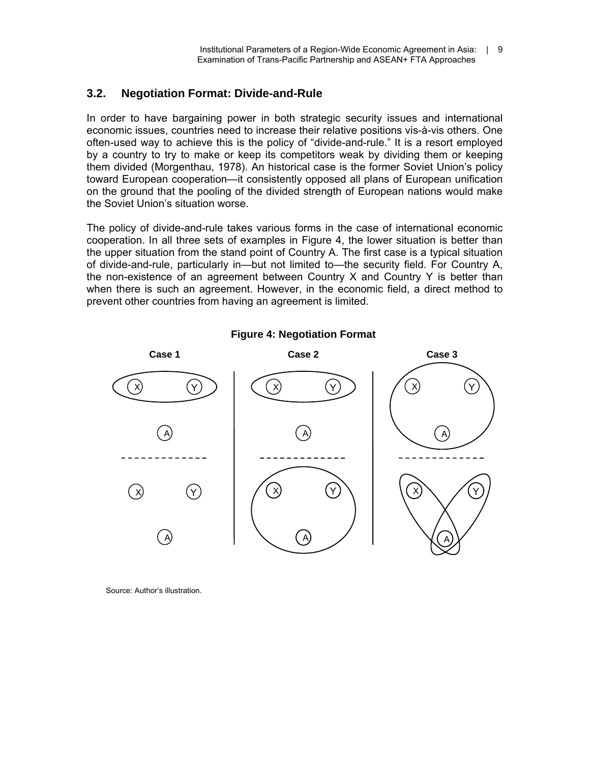## 3.2. Negotiation Format: Divide-and-Rule

In order to have bargaining power in both strategic security issues and international economic issues, countries need to increase their relative positions vis-à-vis others. One often-used way to achieve this is the policy of "divide-and-rule." It is a resort employed by a country to try to make or keep its competitors weak by dividing them or keeping them divided (Morgenthau, 1978). An historical case is the former Soviet Union's policy toward European cooperation—it consistently opposed all plans of European unification on the ground that the pooling of the divided strength of European nations would make the Soviet Union's situation worse.

The policy of divide-and-rule takes various forms in the case of international economic cooperation. In all three sets of examples in Figure 4, the lower situation is better than the upper situation from the stand point of Country A. The first case is a typical situation of divide-and-rule, particularly in—but not limited to—the security field. For Country A, the non-existence of an agreement between Country X and Country Y is better than when there is such an agreement. However, in the economic field, a direct method to prevent other countries from having an agreement is limited.

**Figure 4: Negotiation Format**

Source: Author's illustration.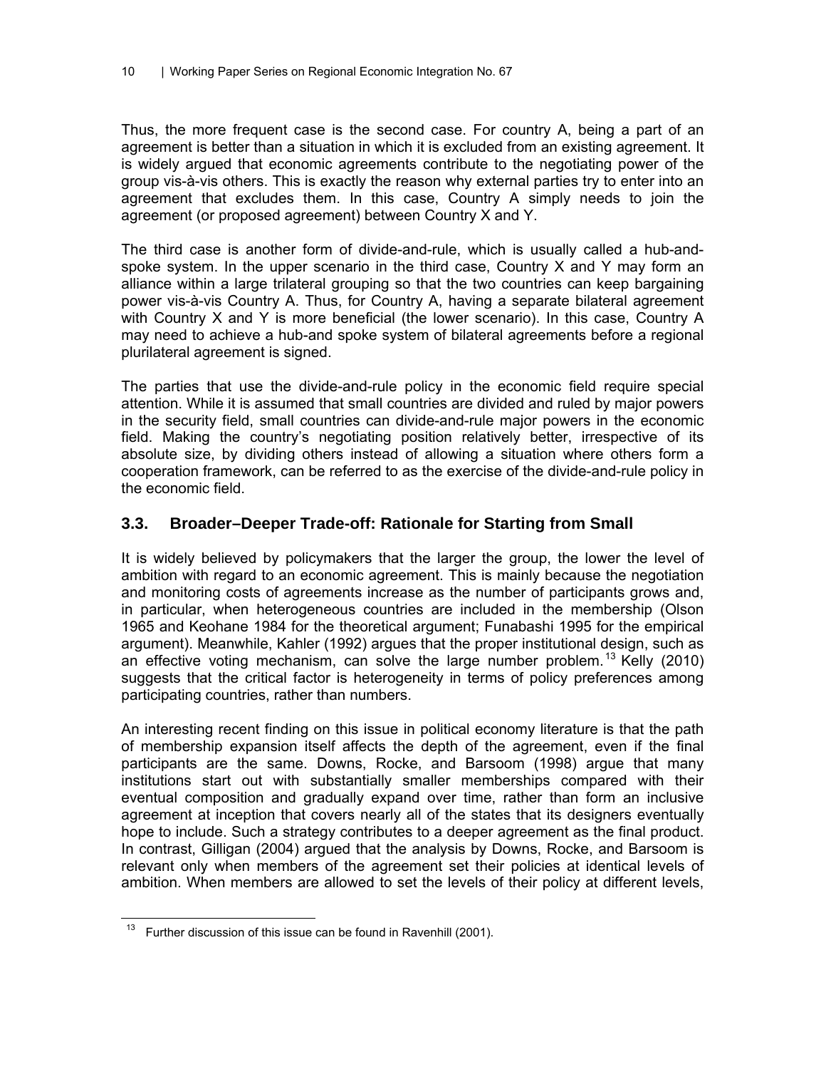Thus, the more frequent case is the second case. For country A, being a part of an agreement is better than a situation in which it is excluded from an existing agreement. It is widely argued that economic agreements contribute to the negotiating power of the group vis-à-vis others. This is exactly the reason why external parties try to enter into an agreement that excludes them. In this case, Country A simply needs to join the agreement (or proposed agreement) between Country X and Y.

The third case is another form of divide-and-rule, which is usually called a hub-and-spoke system. In the upper scenario in the third case, Country X and Y may form an alliance within a large trilateral grouping so that the two countries can keep bargaining power vis-à-vis Country A. Thus, for Country A, having a separate bilateral agreement with Country X and Y is more beneficial (the lower scenario). In this case, Country A may need to achieve a hub-and spoke system of bilateral agreements before a regional plurilateral agreement is signed.

The parties that use the divide-and-rule policy in the economic field require special attention. While it is assumed that small countries are divided and ruled by major powers in the security field, small countries can divide-and-rule major powers in the economic field. Making the country's negotiating position relatively better, irrespective of its absolute size, by dividing others instead of allowing a situation where others form a cooperation framework, can be referred to as the exercise of the divide-and-rule policy in the economic field.

## 3.3. Broader–Deeper Trade-off: Rationale for Starting from Small

It is widely believed by policymakers that the larger the group, the lower the level of ambition with regard to an economic agreement. This is mainly because the negotiation and monitoring costs of agreements increase as the number of participants grows and, in particular, when heterogeneous countries are included in the membership (Olson 1965 and Keohane 1984 for the theoretical argument; Funabashi 1995 for the empirical argument). Meanwhile, Kahler (1992) argues that the proper institutional design, such as an effective voting mechanism, can solve the large number problem.[13] Kelly (2010) suggests that the critical factor is heterogeneity in terms of policy preferences among participating countries, rather than numbers.

An interesting recent finding on this issue in political economy literature is that the path of membership expansion itself affects the depth of the agreement, even if the final participants are the same. Downs, Rocke, and Barsoom (1998) argue that many institutions start out with substantially smaller memberships compared with their eventual composition and gradually expand over time, rather than form an inclusive agreement at inception that covers nearly all of the states that its designers eventually hope to include. Such a strategy contributes to a deeper agreement as the final product. In contrast, Gilligan (2004) argued that the analysis by Downs, Rocke, and Barsoom is relevant only when members of the agreement set their policies at identical levels of ambition. When members are allowed to set the levels of their policy at different levels,

---

[13] Further discussion of this issue can be found in Ravenhill (2001).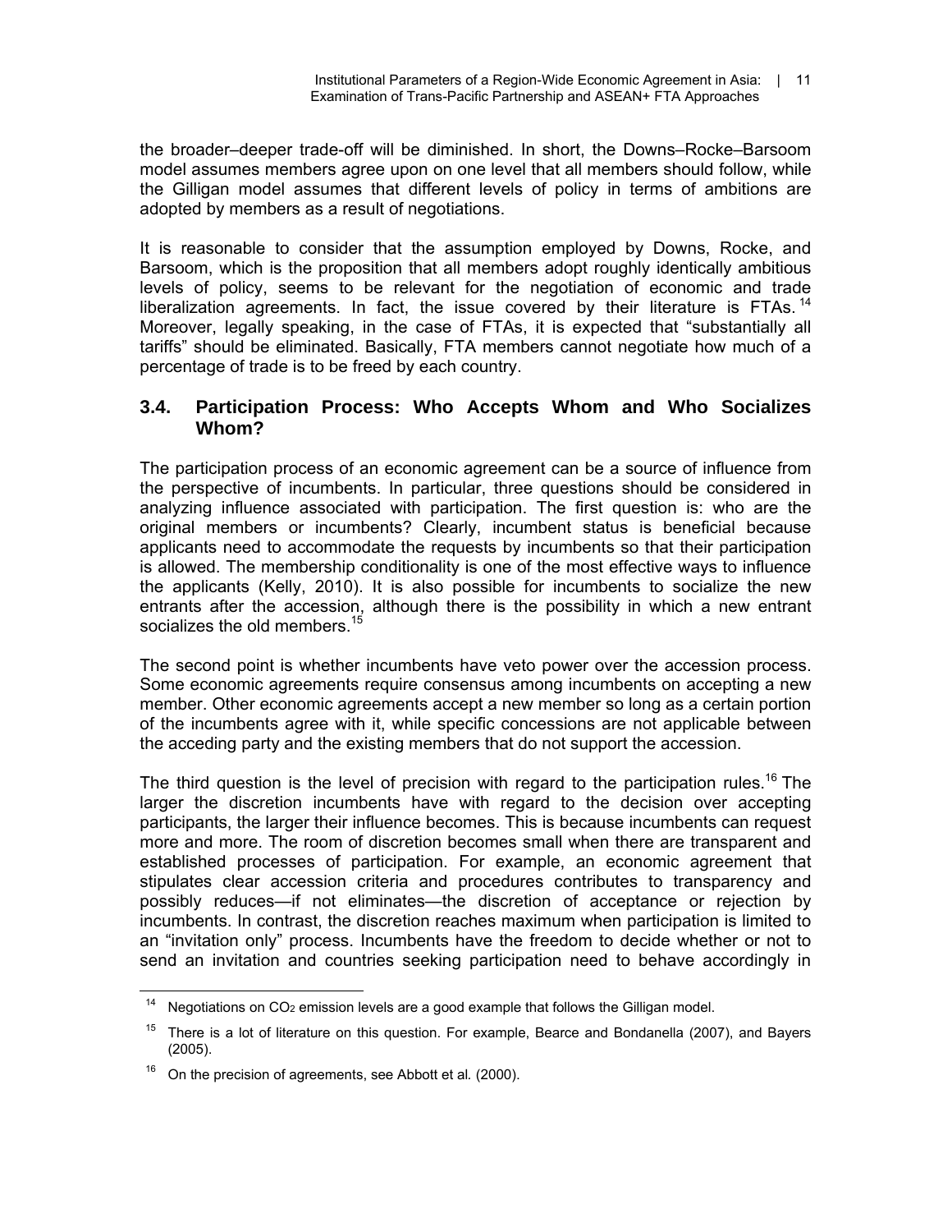the broader–deeper trade-off will be diminished. In short, the Downs–Rocke–Barsoom model assumes members agree upon on one level that all members should follow, while the Gilligan model assumes that different levels of policy in terms of ambitions are adopted by members as a result of negotiations.

It is reasonable to consider that the assumption employed by Downs, Rocke, and Barsoom, which is the proposition that all members adopt roughly identically ambitious levels of policy, seems to be relevant for the negotiation of economic and trade liberalization agreements. In fact, the issue covered by their literature is FTAs.[14] Moreover, legally speaking, in the case of FTAs, it is expected that "substantially all tariffs" should be eliminated. Basically, FTA members cannot negotiate how much of a percentage of trade is to be freed by each country.

## 3.4. Participation Process: Who Accepts Whom and Who Socializes Whom?

The participation process of an economic agreement can be a source of influence from the perspective of incumbents. In particular, three questions should be considered in analyzing influence associated with participation. The first question is: who are the original members or incumbents? Clearly, incumbent status is beneficial because applicants need to accommodate the requests by incumbents so that their participation is allowed. The membership conditionality is one of the most effective ways to influence the applicants (Kelly, 2010). It is also possible for incumbents to socialize the new entrants after the accession, although there is the possibility in which a new entrant socializes the old members.[15]

The second point is whether incumbents have veto power over the accession process. Some economic agreements require consensus among incumbents on accepting a new member. Other economic agreements accept a new member so long as a certain portion of the incumbents agree with it, while specific concessions are not applicable between the acceding party and the existing members that do not support the accession.

The third question is the level of precision with regard to the participation rules.[16] The larger the discretion incumbents have with regard to the decision over accepting participants, the larger their influence becomes. This is because incumbents can request more and more. The room of discretion becomes small when there are transparent and established processes of participation. For example, an economic agreement that stipulates clear accession criteria and procedures contributes to transparency and possibly reduces—if not eliminates—the discretion of acceptance or rejection by incumbents. In contrast, the discretion reaches maximum when participation is limited to an "invitation only" process. Incumbents have the freedom to decide whether or not to send an invitation and countries seeking participation need to behave accordingly in

---

[14] Negotiations on $CO_2$ emission levels are a good example that follows the Gilligan model.

[15] There is a lot of literature on this question. For example, Bearce and Bondanella (2007), and Bayers (2005).

[16] On the precision of agreements, see Abbott et al*.* (2000).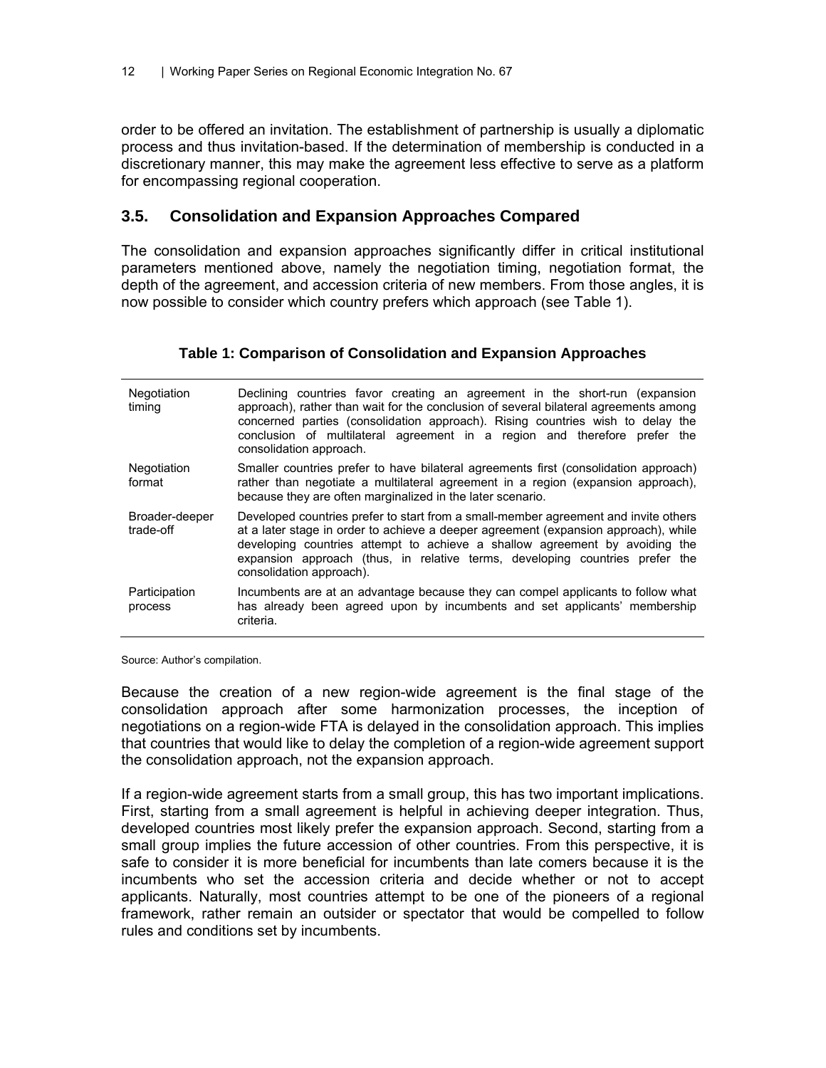order to be offered an invitation. The establishment of partnership is usually a diplomatic process and thus invitation-based. If the determination of membership is conducted in a discretionary manner, this may make the agreement less effective to serve as a platform for encompassing regional cooperation.

### 3.5. Consolidation and Expansion Approaches Compared

The consolidation and expansion approaches significantly differ in critical institutional parameters mentioned above, namely the negotiation timing, negotiation format, the depth of the agreement, and accession criteria of new members. From those angles, it is now possible to consider which country prefers which approach (see Table 1).

**Table 1: Comparison of Consolidation and Expansion Approaches**

| | |
|---|---|
| Negotiation timing | Declining countries favor creating an agreement in the short-run (expansion approach), rather than wait for the conclusion of several bilateral agreements among concerned parties (consolidation approach). Rising countries wish to delay the conclusion of multilateral agreement in a region and therefore prefer the consolidation approach. |
| Negotiation format | Smaller countries prefer to have bilateral agreements first (consolidation approach) rather than negotiate a multilateral agreement in a region (expansion approach), because they are often marginalized in the later scenario. |
| Broader-deeper trade-off | Developed countries prefer to start from a small-member agreement and invite others at a later stage in order to achieve a deeper agreement (expansion approach), while developing countries attempt to achieve a shallow agreement by avoiding the expansion approach (thus, in relative terms, developing countries prefer the consolidation approach). |
| Participation process | Incumbents are at an advantage because they can compel applicants to follow what has already been agreed upon by incumbents and set applicants' membership criteria. |

Source: Author's compilation.

Because the creation of a new region-wide agreement is the final stage of the consolidation approach after some harmonization processes, the inception of negotiations on a region-wide FTA is delayed in the consolidation approach. This implies that countries that would like to delay the completion of a region-wide agreement support the consolidation approach, not the expansion approach.

If a region-wide agreement starts from a small group, this has two important implications. First, starting from a small agreement is helpful in achieving deeper integration. Thus, developed countries most likely prefer the expansion approach. Second, starting from a small group implies the future accession of other countries. From this perspective, it is safe to consider it is more beneficial for incumbents than late comers because it is the incumbents who set the accession criteria and decide whether or not to accept applicants. Naturally, most countries attempt to be one of the pioneers of a regional framework, rather remain an outsider or spectator that would be compelled to follow rules and conditions set by incumbents.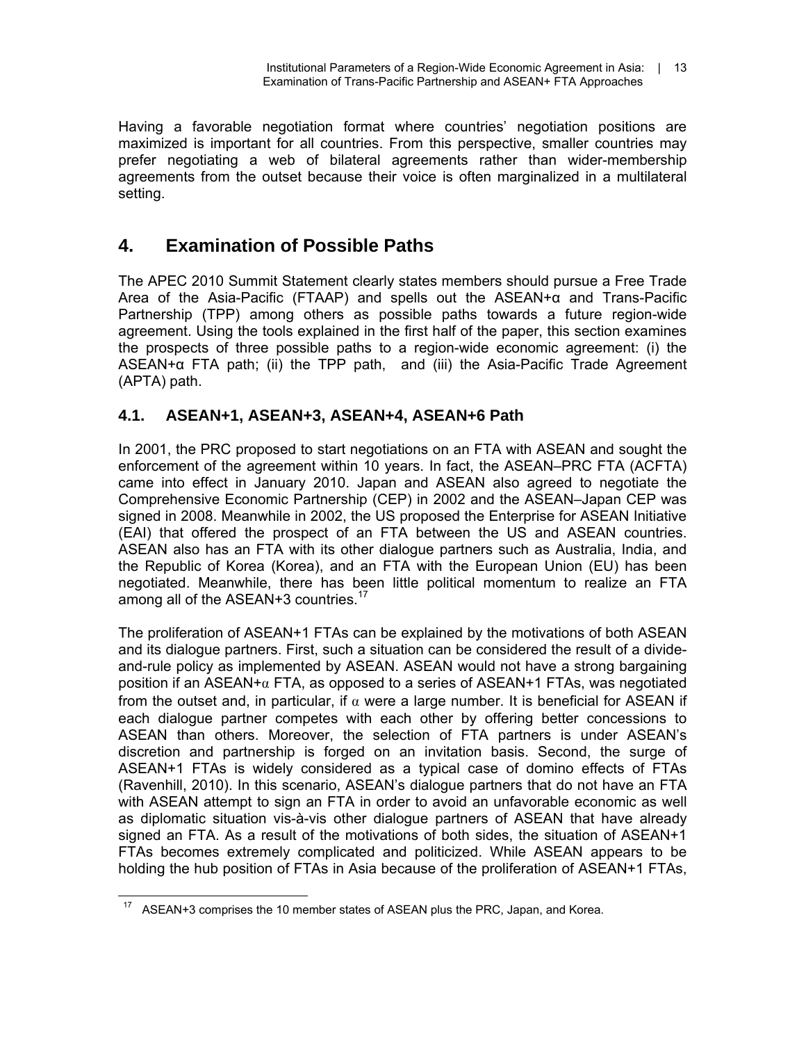Having a favorable negotiation format where countries' negotiation positions are maximized is important for all countries. From this perspective, smaller countries may prefer negotiating a web of bilateral agreements rather than wider-membership agreements from the outset because their voice is often marginalized in a multilateral setting.

## 4. Examination of Possible Paths

The APEC 2010 Summit Statement clearly states members should pursue a Free Trade Area of the Asia-Pacific (FTAAP) and spells out the ASEAN+α and Trans-Pacific Partnership (TPP) among others as possible paths towards a future region-wide agreement. Using the tools explained in the first half of the paper, this section examines the prospects of three possible paths to a region-wide economic agreement: (i) the ASEAN+α FTA path; (ii) the TPP path, and (iii) the Asia-Pacific Trade Agreement (APTA) path.

### 4.1. ASEAN+1, ASEAN+3, ASEAN+4, ASEAN+6 Path

In 2001, the PRC proposed to start negotiations on an FTA with ASEAN and sought the enforcement of the agreement within 10 years. In fact, the ASEAN–PRC FTA (ACFTA) came into effect in January 2010. Japan and ASEAN also agreed to negotiate the Comprehensive Economic Partnership (CEP) in 2002 and the ASEAN–Japan CEP was signed in 2008. Meanwhile in 2002, the US proposed the Enterprise for ASEAN Initiative (EAI) that offered the prospect of an FTA between the US and ASEAN countries. ASEAN also has an FTA with its other dialogue partners such as Australia, India, and the Republic of Korea (Korea), and an FTA with the European Union (EU) has been negotiated. Meanwhile, there has been little political momentum to realize an FTA among all of the ASEAN+3 countries.[17]

The proliferation of ASEAN+1 FTAs can be explained by the motivations of both ASEAN and its dialogue partners. First, such a situation can be considered the result of a divide-and-rule policy as implemented by ASEAN. ASEAN would not have a strong bargaining position if an ASEAN+α FTA, as opposed to a series of ASEAN+1 FTAs, was negotiated from the outset and, in particular, if α were a large number. It is beneficial for ASEAN if each dialogue partner competes with each other by offering better concessions to ASEAN than others. Moreover, the selection of FTA partners is under ASEAN's discretion and partnership is forged on an invitation basis. Second, the surge of ASEAN+1 FTAs is widely considered as a typical case of domino effects of FTAs (Ravenhill, 2010). In this scenario, ASEAN's dialogue partners that do not have an FTA with ASEAN attempt to sign an FTA in order to avoid an unfavorable economic as well as diplomatic situation vis-à-vis other dialogue partners of ASEAN that have already signed an FTA. As a result of the motivations of both sides, the situation of ASEAN+1 FTAs becomes extremely complicated and politicized. While ASEAN appears to be holding the hub position of FTAs in Asia because of the proliferation of ASEAN+1 FTAs,

---

[17] ASEAN+3 comprises the 10 member states of ASEAN plus the PRC, Japan, and Korea.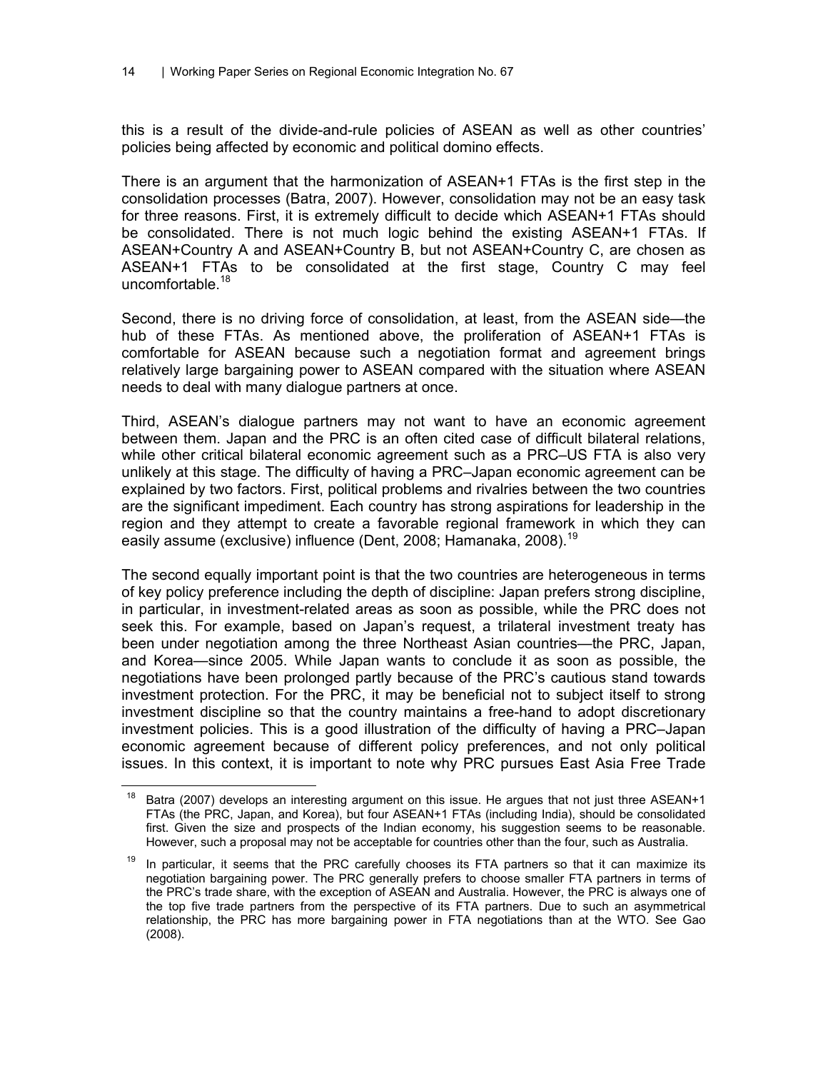this is a result of the divide-and-rule policies of ASEAN as well as other countries' policies being affected by economic and political domino effects.

There is an argument that the harmonization of ASEAN+1 FTAs is the first step in the consolidation processes (Batra, 2007). However, consolidation may not be an easy task for three reasons. First, it is extremely difficult to decide which ASEAN+1 FTAs should be consolidated. There is not much logic behind the existing ASEAN+1 FTAs. If ASEAN+Country A and ASEAN+Country B, but not ASEAN+Country C, are chosen as ASEAN+1 FTAs to be consolidated at the first stage, Country C may feel uncomfortable.[18]

Second, there is no driving force of consolidation, at least, from the ASEAN side—the hub of these FTAs. As mentioned above, the proliferation of ASEAN+1 FTAs is comfortable for ASEAN because such a negotiation format and agreement brings relatively large bargaining power to ASEAN compared with the situation where ASEAN needs to deal with many dialogue partners at once.

Third, ASEAN's dialogue partners may not want to have an economic agreement between them. Japan and the PRC is an often cited case of difficult bilateral relations, while other critical bilateral economic agreement such as a PRC–US FTA is also very unlikely at this stage. The difficulty of having a PRC–Japan economic agreement can be explained by two factors. First, political problems and rivalries between the two countries are the significant impediment. Each country has strong aspirations for leadership in the region and they attempt to create a favorable regional framework in which they can easily assume (exclusive) influence (Dent, 2008; Hamanaka, 2008).[19]

The second equally important point is that the two countries are heterogeneous in terms of key policy preference including the depth of discipline: Japan prefers strong discipline, in particular, in investment-related areas as soon as possible, while the PRC does not seek this. For example, based on Japan's request, a trilateral investment treaty has been under negotiation among the three Northeast Asian countries—the PRC, Japan, and Korea—since 2005. While Japan wants to conclude it as soon as possible, the negotiations have been prolonged partly because of the PRC's cautious stand towards investment protection. For the PRC, it may be beneficial not to subject itself to strong investment discipline so that the country maintains a free-hand to adopt discretionary investment policies. This is a good illustration of the difficulty of having a PRC–Japan economic agreement because of different policy preferences, and not only political issues. In this context, it is important to note why PRC pursues East Asia Free Trade

---

[18] Batra (2007) develops an interesting argument on this issue. He argues that not just three ASEAN+1 FTAs (the PRC, Japan, and Korea), but four ASEAN+1 FTAs (including India), should be consolidated first. Given the size and prospects of the Indian economy, his suggestion seems to be reasonable. However, such a proposal may not be acceptable for countries other than the four, such as Australia.

[19] In particular, it seems that the PRC carefully chooses its FTA partners so that it can maximize its negotiation bargaining power. The PRC generally prefers to choose smaller FTA partners in terms of the PRC's trade share, with the exception of ASEAN and Australia. However, the PRC is always one of the top five trade partners from the perspective of its FTA partners. Due to such an asymmetrical relationship, the PRC has more bargaining power in FTA negotiations than at the WTO. See Gao (2008).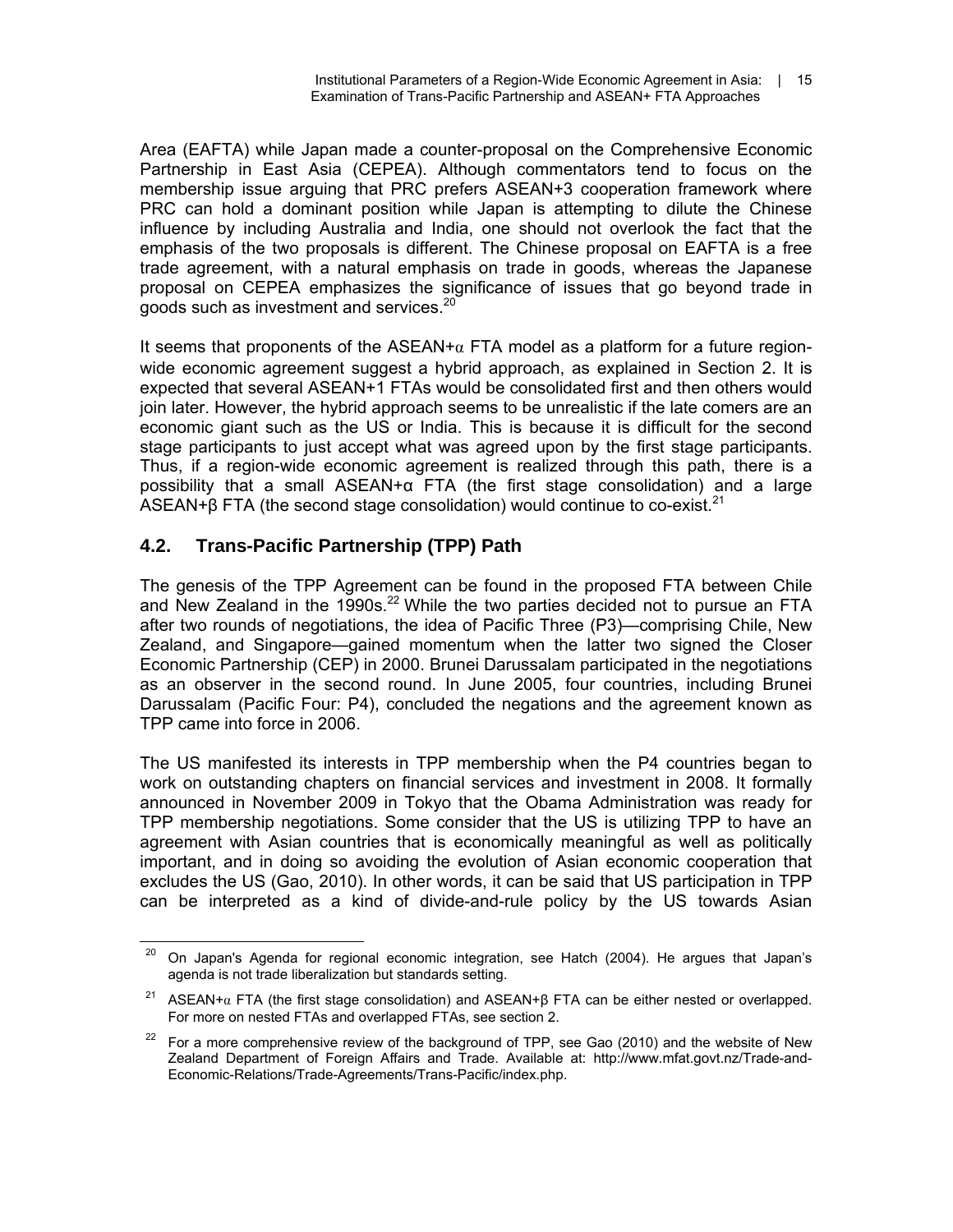Area (EAFTA) while Japan made a counter-proposal on the Comprehensive Economic Partnership in East Asia (CEPEA). Although commentators tend to focus on the membership issue arguing that PRC prefers ASEAN+3 cooperation framework where PRC can hold a dominant position while Japan is attempting to dilute the Chinese influence by including Australia and India, one should not overlook the fact that the emphasis of the two proposals is different. The Chinese proposal on EAFTA is a free trade agreement, with a natural emphasis on trade in goods, whereas the Japanese proposal on CEPEA emphasizes the significance of issues that go beyond trade in goods such as investment and services.[20]

It seems that proponents of the ASEAN+$\alpha$ FTA model as a platform for a future region-wide economic agreement suggest a hybrid approach, as explained in Section 2. It is expected that several ASEAN+1 FTAs would be consolidated first and then others would join later. However, the hybrid approach seems to be unrealistic if the late comers are an economic giant such as the US or India. This is because it is difficult for the second stage participants to just accept what was agreed upon by the first stage participants. Thus, if a region-wide economic agreement is realized through this path, there is a possibility that a small ASEAN+$\alpha$ FTA (the first stage consolidation) and a large ASEAN+$\beta$ FTA (the second stage consolidation) would continue to co-exist.[21]

## 4.2. Trans-Pacific Partnership (TPP) Path

The genesis of the TPP Agreement can be found in the proposed FTA between Chile and New Zealand in the 1990s.[22] While the two parties decided not to pursue an FTA after two rounds of negotiations, the idea of Pacific Three (P3)—comprising Chile, New Zealand, and Singapore—gained momentum when the latter two signed the Closer Economic Partnership (CEP) in 2000. Brunei Darussalam participated in the negotiations as an observer in the second round. In June 2005, four countries, including Brunei Darussalam (Pacific Four: P4), concluded the negations and the agreement known as TPP came into force in 2006.

The US manifested its interests in TPP membership when the P4 countries began to work on outstanding chapters on financial services and investment in 2008. It formally announced in November 2009 in Tokyo that the Obama Administration was ready for TPP membership negotiations. Some consider that the US is utilizing TPP to have an agreement with Asian countries that is economically meaningful as well as politically important, and in doing so avoiding the evolution of Asian economic cooperation that excludes the US (Gao, 2010). In other words, it can be said that US participation in TPP can be interpreted as a kind of divide-and-rule policy by the US towards Asian

---

[20] On Japan's Agenda for regional economic integration, see Hatch (2004). He argues that Japan's agenda is not trade liberalization but standards setting.

[21] ASEAN+$\alpha$ FTA (the first stage consolidation) and ASEAN+$\beta$ FTA can be either nested or overlapped. For more on nested FTAs and overlapped FTAs, see section 2.

[22] For a more comprehensive review of the background of TPP, see Gao (2010) and the website of New Zealand Department of Foreign Affairs and Trade. Available at: http://www.mfat.govt.nz/Trade-and-Economic-Relations/Trade-Agreements/Trans-Pacific/index.php.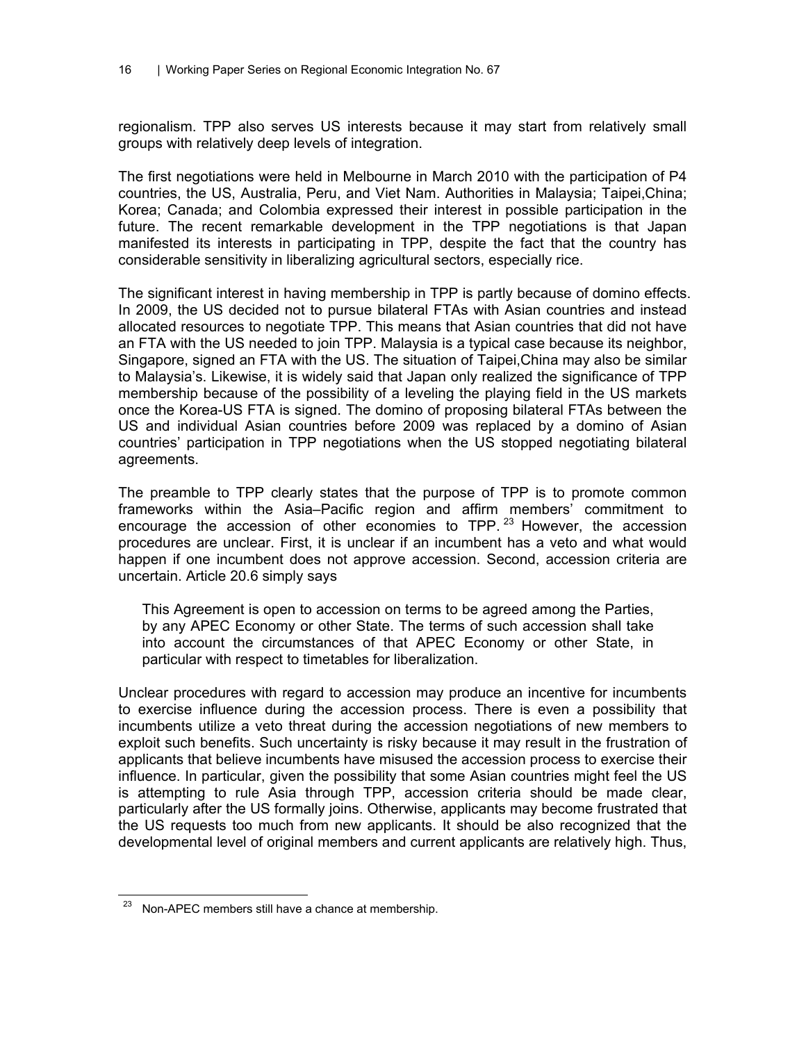regionalism. TPP also serves US interests because it may start from relatively small groups with relatively deep levels of integration.

The first negotiations were held in Melbourne in March 2010 with the participation of P4 countries, the US, Australia, Peru, and Viet Nam. Authorities in Malaysia; Taipei,China; Korea; Canada; and Colombia expressed their interest in possible participation in the future. The recent remarkable development in the TPP negotiations is that Japan manifested its interests in participating in TPP, despite the fact that the country has considerable sensitivity in liberalizing agricultural sectors, especially rice.

The significant interest in having membership in TPP is partly because of domino effects. In 2009, the US decided not to pursue bilateral FTAs with Asian countries and instead allocated resources to negotiate TPP. This means that Asian countries that did not have an FTA with the US needed to join TPP. Malaysia is a typical case because its neighbor, Singapore, signed an FTA with the US. The situation of Taipei,China may also be similar to Malaysia's. Likewise, it is widely said that Japan only realized the significance of TPP membership because of the possibility of a leveling the playing field in the US markets once the Korea-US FTA is signed. The domino of proposing bilateral FTAs between the US and individual Asian countries before 2009 was replaced by a domino of Asian countries' participation in TPP negotiations when the US stopped negotiating bilateral agreements.

The preamble to TPP clearly states that the purpose of TPP is to promote common frameworks within the Asia–Pacific region and affirm members' commitment to encourage the accession of other economies to TPP.[23] However, the accession procedures are unclear. First, it is unclear if an incumbent has a veto and what would happen if one incumbent does not approve accession. Second, accession criteria are uncertain. Article 20.6 simply says

> This Agreement is open to accession on terms to be agreed among the Parties, by any APEC Economy or other State. The terms of such accession shall take into account the circumstances of that APEC Economy or other State, in particular with respect to timetables for liberalization.

Unclear procedures with regard to accession may produce an incentive for incumbents to exercise influence during the accession process. There is even a possibility that incumbents utilize a veto threat during the accession negotiations of new members to exploit such benefits. Such uncertainty is risky because it may result in the frustration of applicants that believe incumbents have misused the accession process to exercise their influence. In particular, given the possibility that some Asian countries might feel the US is attempting to rule Asia through TPP, accession criteria should be made clear, particularly after the US formally joins. Otherwise, applicants may become frustrated that the US requests too much from new applicants. It should be also recognized that the developmental level of original members and current applicants are relatively high. Thus,

[23] Non-APEC members still have a chance at membership.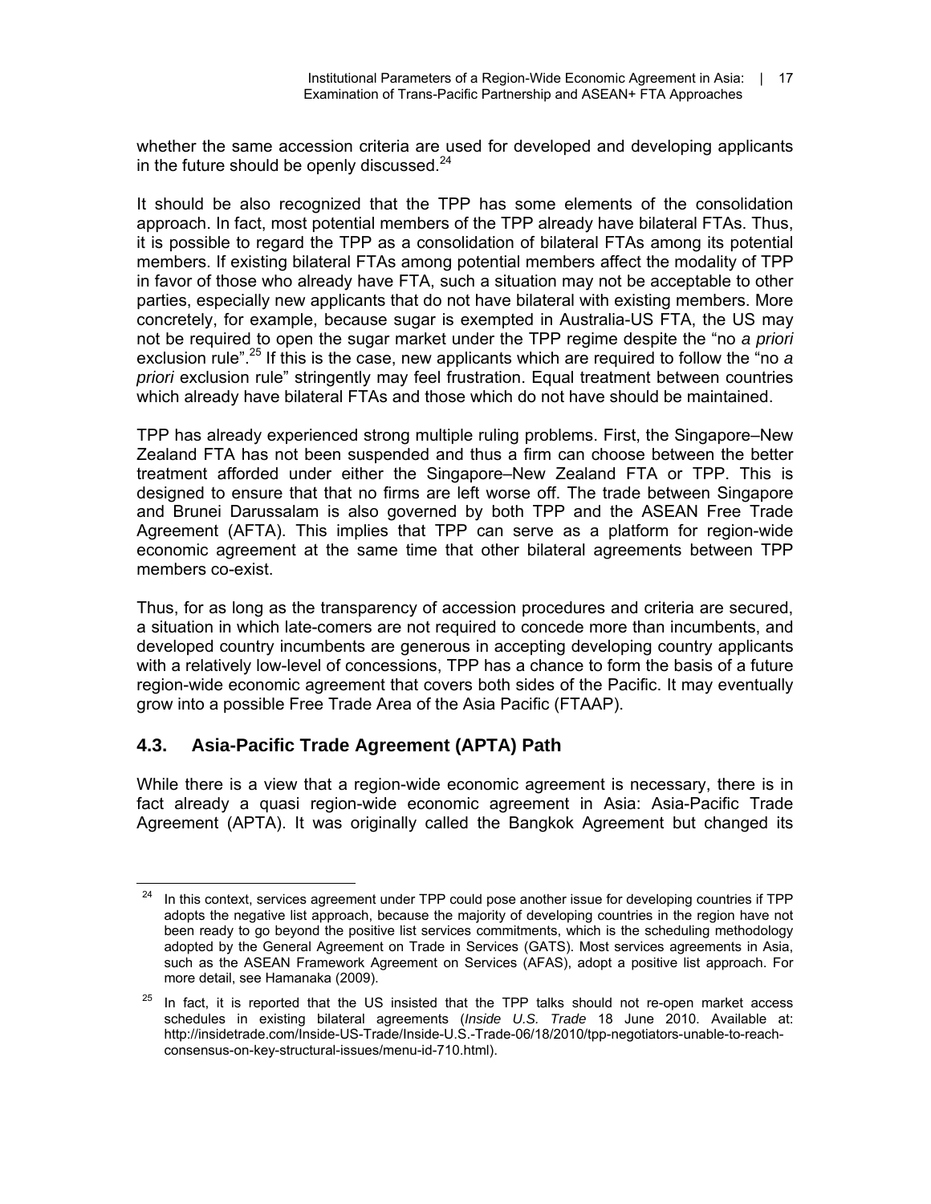whether the same accession criteria are used for developed and developing applicants in the future should be openly discussed.[24]

It should be also recognized that the TPP has some elements of the consolidation approach. In fact, most potential members of the TPP already have bilateral FTAs. Thus, it is possible to regard the TPP as a consolidation of bilateral FTAs among its potential members. If existing bilateral FTAs among potential members affect the modality of TPP in favor of those who already have FTA, such a situation may not be acceptable to other parties, especially new applicants that do not have bilateral with existing members. More concretely, for example, because sugar is exempted in Australia-US FTA, the US may not be required to open the sugar market under the TPP regime despite the "no *a priori* exclusion rule".[25] If this is the case, new applicants which are required to follow the "no *a priori* exclusion rule" stringently may feel frustration. Equal treatment between countries which already have bilateral FTAs and those which do not have should be maintained.

TPP has already experienced strong multiple ruling problems. First, the Singapore–New Zealand FTA has not been suspended and thus a firm can choose between the better treatment afforded under either the Singapore–New Zealand FTA or TPP. This is designed to ensure that that no firms are left worse off. The trade between Singapore and Brunei Darussalam is also governed by both TPP and the ASEAN Free Trade Agreement (AFTA). This implies that TPP can serve as a platform for region-wide economic agreement at the same time that other bilateral agreements between TPP members co-exist.

Thus, for as long as the transparency of accession procedures and criteria are secured, a situation in which late-comers are not required to concede more than incumbents, and developed country incumbents are generous in accepting developing country applicants with a relatively low-level of concessions, TPP has a chance to form the basis of a future region-wide economic agreement that covers both sides of the Pacific. It may eventually grow into a possible Free Trade Area of the Asia Pacific (FTAAP).

### 4.3. Asia-Pacific Trade Agreement (APTA) Path

While there is a view that a region-wide economic agreement is necessary, there is in fact already a quasi region-wide economic agreement in Asia: Asia-Pacific Trade Agreement (APTA). It was originally called the Bangkok Agreement but changed its

---

[24] In this context, services agreement under TPP could pose another issue for developing countries if TPP adopts the negative list approach, because the majority of developing countries in the region have not been ready to go beyond the positive list services commitments, which is the scheduling methodology adopted by the General Agreement on Trade in Services (GATS). Most services agreements in Asia, such as the ASEAN Framework Agreement on Services (AFAS), adopt a positive list approach. For more detail, see Hamanaka (2009).

[25] In fact, it is reported that the US insisted that the TPP talks should not re-open market access schedules in existing bilateral agreements (*Inside U.S. Trade* 18 June 2010. Available at: http://insidetrade.com/Inside-US-Trade/Inside-U.S.-Trade-06/18/2010/tpp-negotiators-unable-to-reach-consensus-on-key-structural-issues/menu-id-710.html).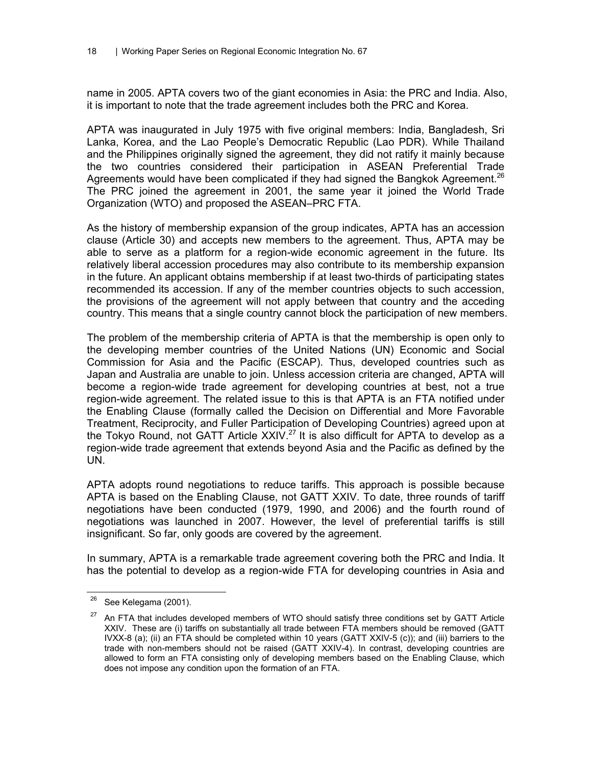name in 2005. APTA covers two of the giant economies in Asia: the PRC and India. Also, it is important to note that the trade agreement includes both the PRC and Korea.

APTA was inaugurated in July 1975 with five original members: India, Bangladesh, Sri Lanka, Korea, and the Lao People's Democratic Republic (Lao PDR). While Thailand and the Philippines originally signed the agreement, they did not ratify it mainly because the two countries considered their participation in ASEAN Preferential Trade Agreements would have been complicated if they had signed the Bangkok Agreement.[26] The PRC joined the agreement in 2001, the same year it joined the World Trade Organization (WTO) and proposed the ASEAN–PRC FTA.

As the history of membership expansion of the group indicates, APTA has an accession clause (Article 30) and accepts new members to the agreement. Thus, APTA may be able to serve as a platform for a region-wide economic agreement in the future. Its relatively liberal accession procedures may also contribute to its membership expansion in the future. An applicant obtains membership if at least two-thirds of participating states recommended its accession. If any of the member countries objects to such accession, the provisions of the agreement will not apply between that country and the acceding country. This means that a single country cannot block the participation of new members.

The problem of the membership criteria of APTA is that the membership is open only to the developing member countries of the United Nations (UN) Economic and Social Commission for Asia and the Pacific (ESCAP). Thus, developed countries such as Japan and Australia are unable to join. Unless accession criteria are changed, APTA will become a region-wide trade agreement for developing countries at best, not a true region-wide agreement. The related issue to this is that APTA is an FTA notified under the Enabling Clause (formally called the Decision on Differential and More Favorable Treatment, Reciprocity, and Fuller Participation of Developing Countries) agreed upon at the Tokyo Round, not GATT Article XXIV.[27] It is also difficult for APTA to develop as a region-wide trade agreement that extends beyond Asia and the Pacific as defined by the UN.

APTA adopts round negotiations to reduce tariffs. This approach is possible because APTA is based on the Enabling Clause, not GATT XXIV. To date, three rounds of tariff negotiations have been conducted (1979, 1990, and 2006) and the fourth round of negotiations was launched in 2007. However, the level of preferential tariffs is still insignificant. So far, only goods are covered by the agreement.

In summary, APTA is a remarkable trade agreement covering both the PRC and India. It has the potential to develop as a region-wide FTA for developing countries in Asia and

---

[26] See Kelegama (2001).

[27] An FTA that includes developed members of WTO should satisfy three conditions set by GATT Article XXIV. These are (i) tariffs on substantially all trade between FTA members should be removed (GATT IVXX-8 (a); (ii) an FTA should be completed within 10 years (GATT XXIV-5 (c)); and (iii) barriers to the trade with non-members should not be raised (GATT XXIV-4). In contrast, developing countries are allowed to form an FTA consisting only of developing members based on the Enabling Clause, which does not impose any condition upon the formation of an FTA.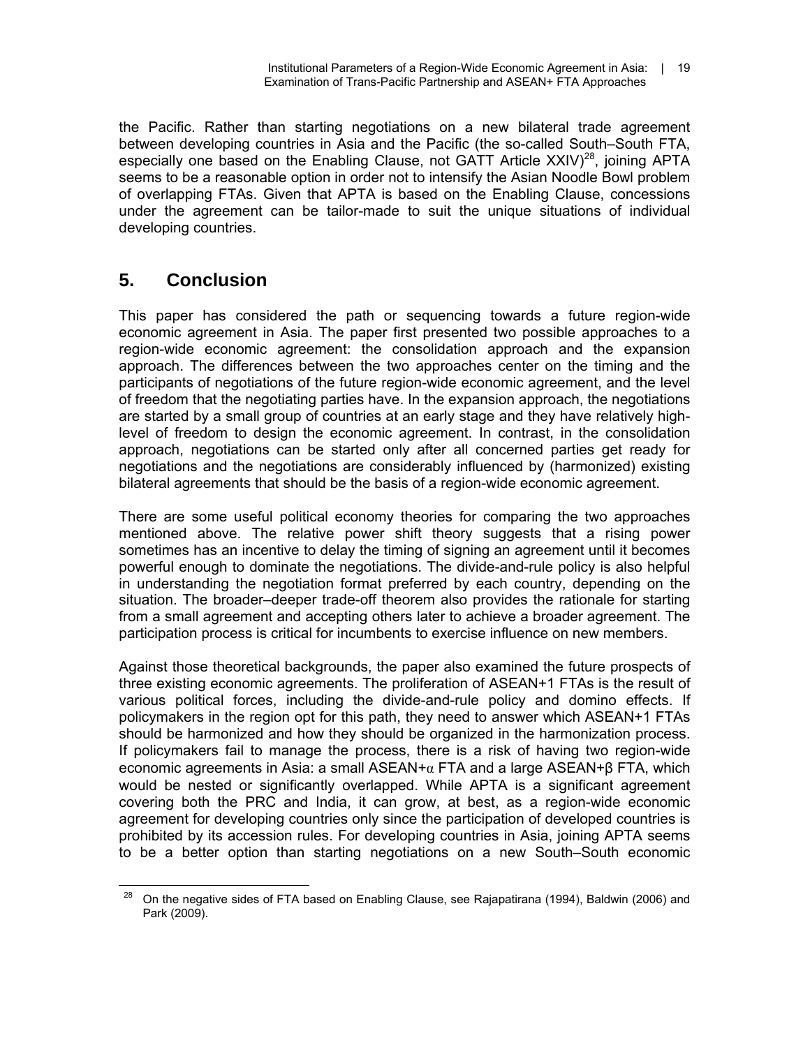the Pacific. Rather than starting negotiations on a new bilateral trade agreement between developing countries in Asia and the Pacific (the so-called South–South FTA, especially one based on the Enabling Clause, not GATT Article XXIV)[28], joining APTA seems to be a reasonable option in order not to intensify the Asian Noodle Bowl problem of overlapping FTAs. Given that APTA is based on the Enabling Clause, concessions under the agreement can be tailor-made to suit the unique situations of individual developing countries.

## 5. Conclusion

This paper has considered the path or sequencing towards a future region-wide economic agreement in Asia. The paper first presented two possible approaches to a region-wide economic agreement: the consolidation approach and the expansion approach. The differences between the two approaches center on the timing and the participants of negotiations of the future region-wide economic agreement, and the level of freedom that the negotiating parties have. In the expansion approach, the negotiations are started by a small group of countries at an early stage and they have relatively high-level of freedom to design the economic agreement. In contrast, in the consolidation approach, negotiations can be started only after all concerned parties get ready for negotiations and the negotiations are considerably influenced by (harmonized) existing bilateral agreements that should be the basis of a region-wide economic agreement.

There are some useful political economy theories for comparing the two approaches mentioned above. The relative power shift theory suggests that a rising power sometimes has an incentive to delay the timing of signing an agreement until it becomes powerful enough to dominate the negotiations. The divide-and-rule policy is also helpful in understanding the negotiation format preferred by each country, depending on the situation. The broader–deeper trade-off theorem also provides the rationale for starting from a small agreement and accepting others later to achieve a broader agreement. The participation process is critical for incumbents to exercise influence on new members.

Against those theoretical backgrounds, the paper also examined the future prospects of three existing economic agreements. The proliferation of ASEAN+1 FTAs is the result of various political forces, including the divide-and-rule policy and domino effects. If policymakers in the region opt for this path, they need to answer which ASEAN+1 FTAs should be harmonized and how they should be organized in the harmonization process. If policymakers fail to manage the process, there is a risk of having two region-wide economic agreements in Asia: a small ASEAN+$\alpha$ FTA and a large ASEAN+$\beta$ FTA, which would be nested or significantly overlapped. While APTA is a significant agreement covering both the PRC and India, it can grow, at best, as a region-wide economic agreement for developing countries only since the participation of developed countries is prohibited by its accession rules. For developing countries in Asia, joining APTA seems to be a better option than starting negotiations on a new South–South economic

[28] On the negative sides of FTA based on Enabling Clause, see Rajapatirana (1994), Baldwin (2006) and Park (2009).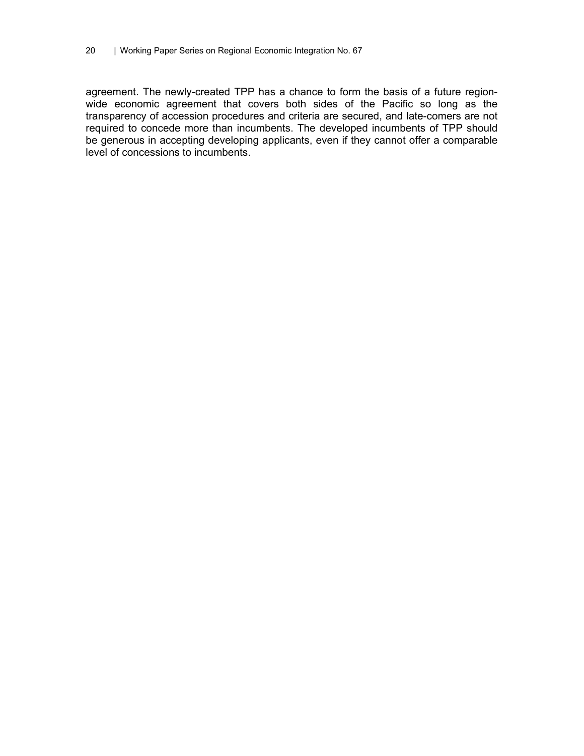agreement. The newly-created TPP has a chance to form the basis of a future region-wide economic agreement that covers both sides of the Pacific so long as the transparency of accession procedures and criteria are secured, and late-comers are not required to concede more than incumbents. The developed incumbents of TPP should be generous in accepting developing applicants, even if they cannot offer a comparable level of concessions to incumbents.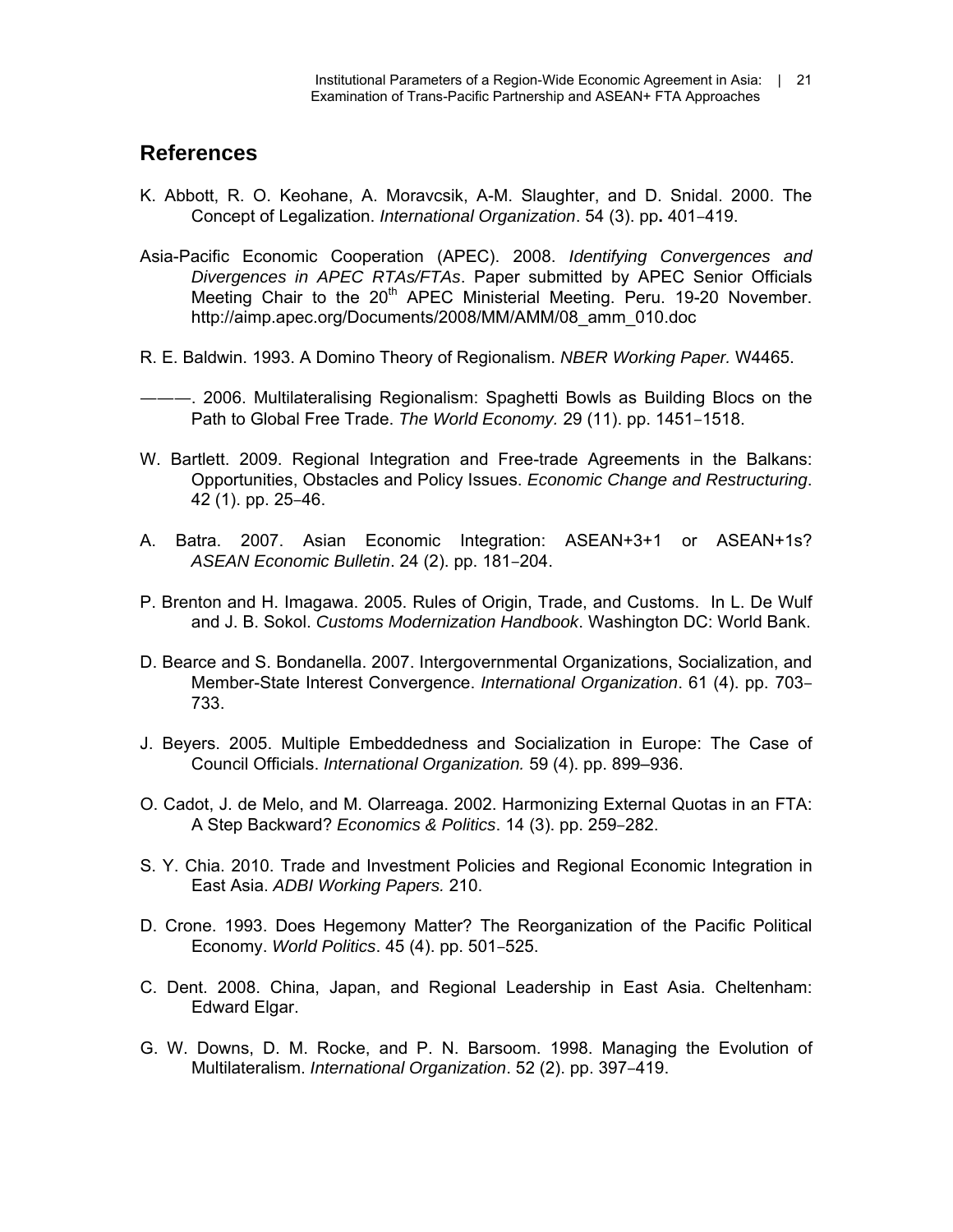## References

K. Abbott, R. O. Keohane, A. Moravcsik, A-M. Slaughter, and D. Snidal. 2000. The Concept of Legalization. *International Organization*. 54 (3). pp**.** 401–419.

Asia-Pacific Economic Cooperation (APEC). 2008. *Identifying Convergences and Divergences in APEC RTAs/FTAs*. Paper submitted by APEC Senior Officials Meeting Chair to the 20th APEC Ministerial Meeting. Peru. 19-20 November. http://aimp.apec.org/Documents/2008/MM/AMM/08_amm_010.doc

R. E. Baldwin. 1993. A Domino Theory of Regionalism. *NBER Working Paper.* W4465.

———. 2006. Multilateralising Regionalism: Spaghetti Bowls as Building Blocs on the Path to Global Free Trade. *The World Economy.* 29 (11). pp. 1451–1518.

W. Bartlett. 2009. Regional Integration and Free-trade Agreements in the Balkans: Opportunities, Obstacles and Policy Issues. *Economic Change and Restructuring*. 42 (1). pp. 25–46.

A. Batra. 2007. Asian Economic Integration: ASEAN+3+1 or ASEAN+1s? *ASEAN Economic Bulletin*. 24 (2). pp. 181–204.

P. Brenton and H. Imagawa. 2005. Rules of Origin, Trade, and Customs. In L. De Wulf and J. B. Sokol. *Customs Modernization Handbook*. Washington DC: World Bank.

D. Bearce and S. Bondanella. 2007. Intergovernmental Organizations, Socialization, and Member-State Interest Convergence. *International Organization*. 61 (4). pp. 703–733.

J. Beyers. 2005. Multiple Embeddedness and Socialization in Europe: The Case of Council Officials. *International Organization.* 59 (4). pp. 899–936.

O. Cadot, J. de Melo, and M. Olarreaga. 2002. Harmonizing External Quotas in an FTA: A Step Backward? *Economics & Politics*. 14 (3). pp. 259–282.

S. Y. Chia. 2010. Trade and Investment Policies and Regional Economic Integration in East Asia. *ADBI Working Papers.* 210.

D. Crone. 1993. Does Hegemony Matter? The Reorganization of the Pacific Political Economy. *World Politics*. 45 (4). pp. 501–525.

C. Dent. 2008. China, Japan, and Regional Leadership in East Asia. Cheltenham: Edward Elgar.

G. W. Downs, D. M. Rocke, and P. N. Barsoom. 1998. Managing the Evolution of Multilateralism. *International Organization*. 52 (2). pp. 397–419.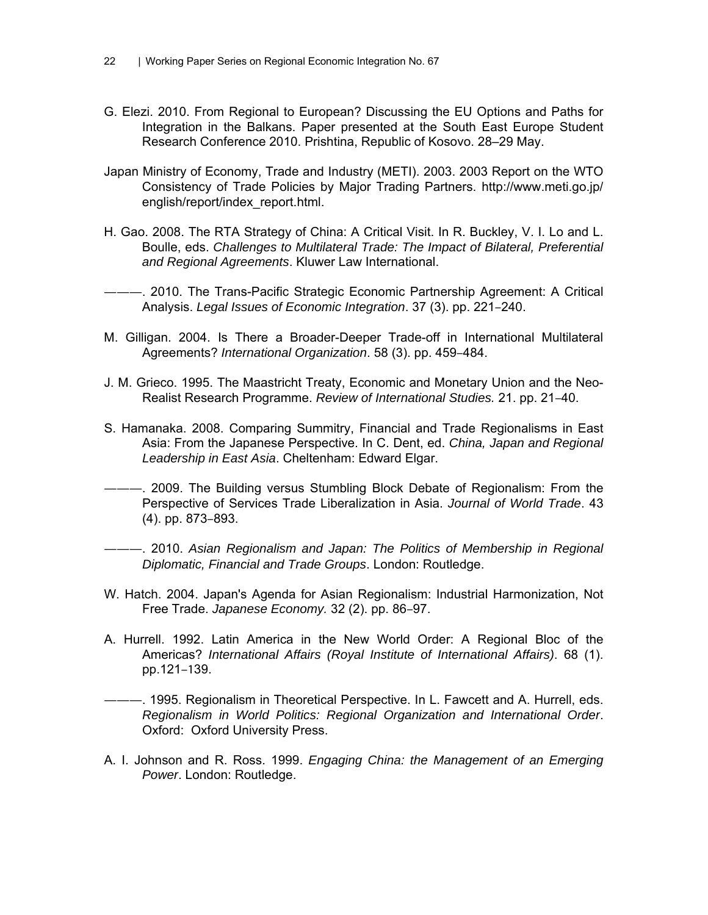G. Elezi. 2010. From Regional to European? Discussing the EU Options and Paths for Integration in the Balkans. Paper presented at the South East Europe Student Research Conference 2010. Prishtina, Republic of Kosovo. 28–29 May.

Japan Ministry of Economy, Trade and Industry (METI). 2003. 2003 Report on the WTO Consistency of Trade Policies by Major Trading Partners. http://www.meti.go.jp/english/report/index_report.html.

H. Gao. 2008. The RTA Strategy of China: A Critical Visit. In R. Buckley, V. I. Lo and L. Boulle, eds. *Challenges to Multilateral Trade: The Impact of Bilateral, Preferential and Regional Agreements*. Kluwer Law International.

———. 2010. The Trans-Pacific Strategic Economic Partnership Agreement: A Critical Analysis. *Legal Issues of Economic Integration*. 37 (3). pp. 221–240.

M. Gilligan. 2004. Is There a Broader-Deeper Trade-off in International Multilateral Agreements? *International Organization*. 58 (3). pp. 459–484.

J. M. Grieco. 1995. The Maastricht Treaty, Economic and Monetary Union and the Neo-Realist Research Programme. *Review of International Studies.* 21. pp. 21–40.

S. Hamanaka. 2008. Comparing Summitry, Financial and Trade Regionalisms in East Asia: From the Japanese Perspective. In C. Dent, ed. *China, Japan and Regional Leadership in East Asia*. Cheltenham: Edward Elgar.

———. 2009. The Building versus Stumbling Block Debate of Regionalism: From the Perspective of Services Trade Liberalization in Asia. *Journal of World Trade*. 43 (4). pp. 873–893.

———. 2010. *Asian Regionalism and Japan: The Politics of Membership in Regional Diplomatic, Financial and Trade Groups*. London: Routledge.

W. Hatch. 2004. Japan's Agenda for Asian Regionalism: Industrial Harmonization, Not Free Trade. *Japanese Economy.* 32 (2). pp. 86–97.

A. Hurrell. 1992. Latin America in the New World Order: A Regional Bloc of the Americas? *International Affairs (Royal Institute of International Affairs)*. 68 (1). pp.121–139.

———. 1995. Regionalism in Theoretical Perspective. In L. Fawcett and A. Hurrell, eds. *Regionalism in World Politics: Regional Organization and International Order*. Oxford: Oxford University Press.

A. I. Johnson and R. Ross. 1999. *Engaging China: the Management of an Emerging Power*. London: Routledge.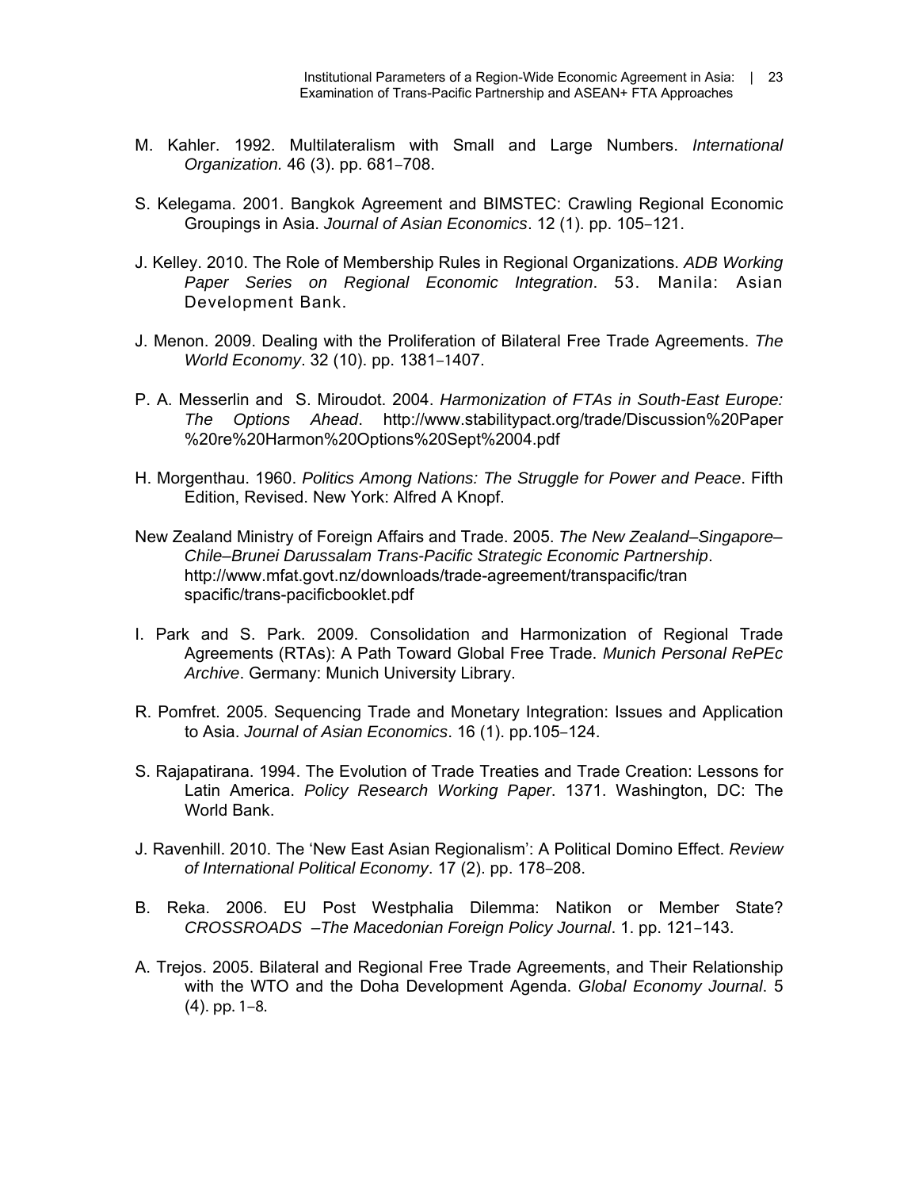M. Kahler. 1992. Multilateralism with Small and Large Numbers. *International Organization.* 46 (3). pp. 681–708.

S. Kelegama. 2001. Bangkok Agreement and BIMSTEC: Crawling Regional Economic Groupings in Asia. *Journal of Asian Economics*. 12 (1). pp. 105–121.

J. Kelley. 2010. The Role of Membership Rules in Regional Organizations. *ADB Working Paper Series on Regional Economic Integration*. 53. Manila: Asian Development Bank.

J. Menon. 2009. Dealing with the Proliferation of Bilateral Free Trade Agreements. *The World Economy*. 32 (10). pp. 1381–1407.

P. A. Messerlin and S. Miroudot. 2004. *Harmonization of FTAs in South-East Europe: The Options Ahead*. http://www.stabilitypact.org/trade/Discussion%20Paper%20re%20Harmon%20Options%20Sept%2004.pdf

H. Morgenthau. 1960. *Politics Among Nations: The Struggle for Power and Peace*. Fifth Edition, Revised. New York: Alfred A Knopf.

New Zealand Ministry of Foreign Affairs and Trade. 2005. *The New Zealand–Singapore–Chile–Brunei Darussalam Trans-Pacific Strategic Economic Partnership*. http://www.mfat.govt.nz/downloads/trade-agreement/transpacific/transpacific/trans-pacificbooklet.pdf

I. Park and S. Park. 2009. Consolidation and Harmonization of Regional Trade Agreements (RTAs): A Path Toward Global Free Trade. *Munich Personal RePEc Archive*. Germany: Munich University Library.

R. Pomfret. 2005. Sequencing Trade and Monetary Integration: Issues and Application to Asia. *Journal of Asian Economics*. 16 (1). pp.105–124.

S. Rajapatirana. 1994. The Evolution of Trade Treaties and Trade Creation: Lessons for Latin America. *Policy Research Working Paper*. 1371. Washington, DC: The World Bank.

J. Ravenhill. 2010. The 'New East Asian Regionalism': A Political Domino Effect. *Review of International Political Economy*. 17 (2). pp. 178–208.

B. Reka. 2006. EU Post Westphalia Dilemma: Natikon or Member State? *CROSSROADS –The Macedonian Foreign Policy Journal*. 1. pp. 121–143.

A. Trejos. 2005. Bilateral and Regional Free Trade Agreements, and Their Relationship with the WTO and the Doha Development Agenda. *Global Economy Journal*. 5 (4). pp. 1–8.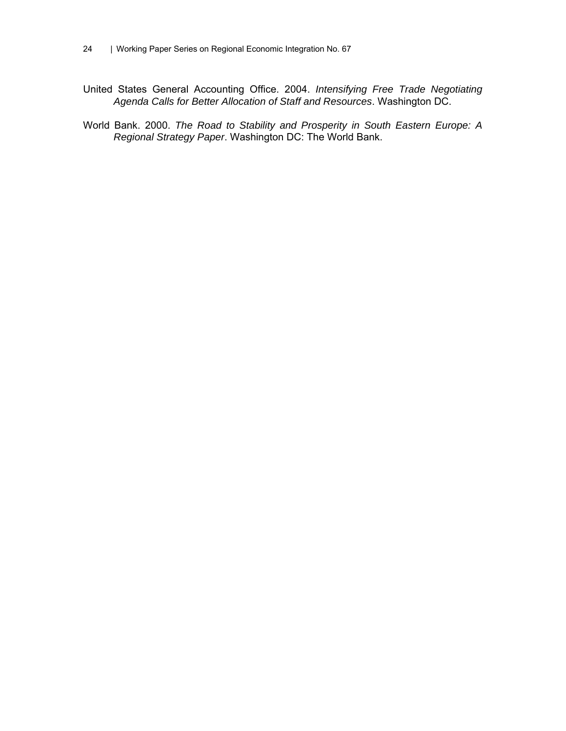United States General Accounting Office. 2004. *Intensifying Free Trade Negotiating Agenda Calls for Better Allocation of Staff and Resources*. Washington DC.

World Bank. 2000. *The Road to Stability and Prosperity in South Eastern Europe: A Regional Strategy Paper*. Washington DC: The World Bank.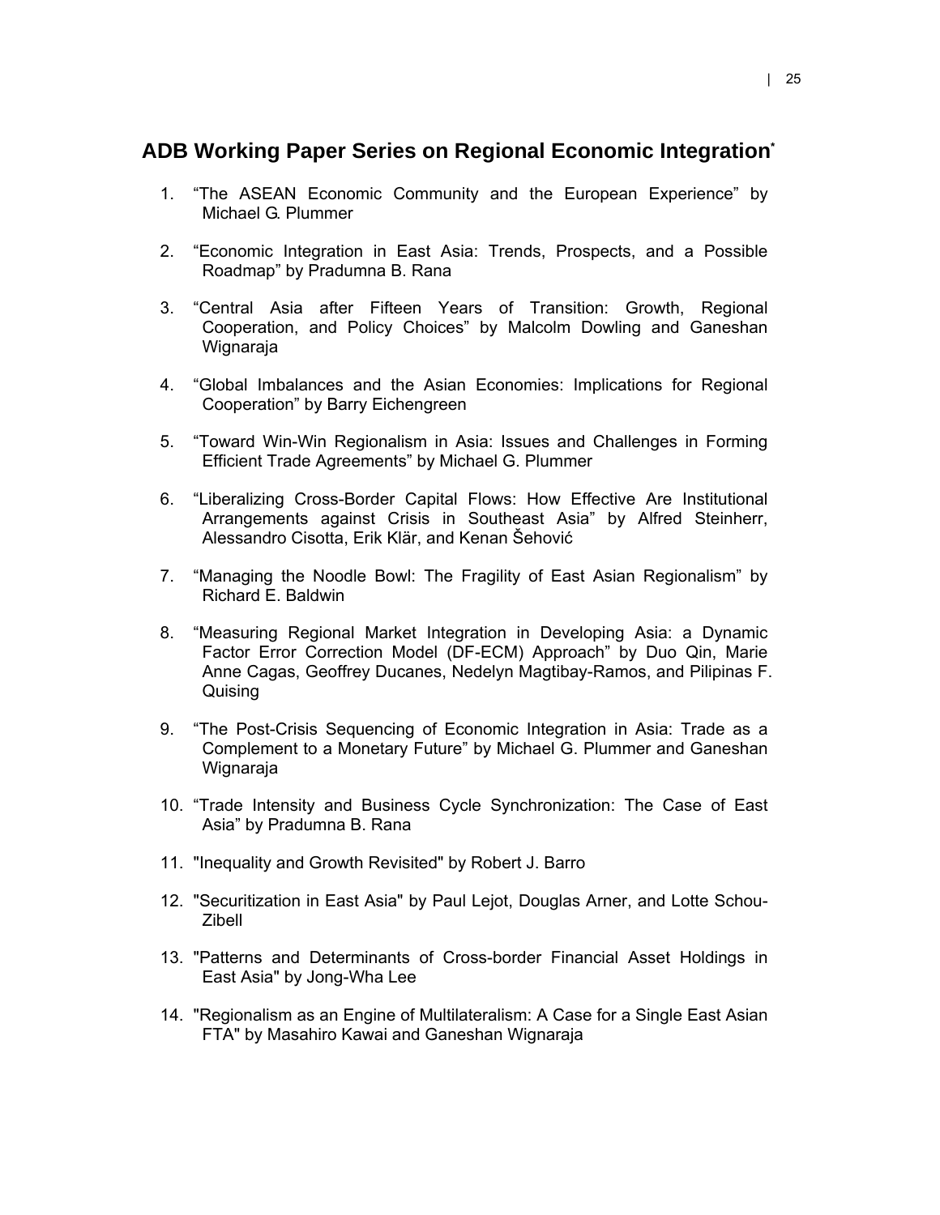## ADB Working Paper Series on Regional Economic Integration*

1. "The ASEAN Economic Community and the European Experience" by Michael G. Plummer

2. "Economic Integration in East Asia: Trends, Prospects, and a Possible Roadmap" by Pradumna B. Rana

3. "Central Asia after Fifteen Years of Transition: Growth, Regional Cooperation, and Policy Choices" by Malcolm Dowling and Ganeshan Wignaraja

4. "Global Imbalances and the Asian Economies: Implications for Regional Cooperation" by Barry Eichengreen

5. "Toward Win-Win Regionalism in Asia: Issues and Challenges in Forming Efficient Trade Agreements" by Michael G. Plummer

6. "Liberalizing Cross-Border Capital Flows: How Effective Are Institutional Arrangements against Crisis in Southeast Asia" by Alfred Steinherr, Alessandro Cisotta, Erik Klär, and Kenan Šehović

7. "Managing the Noodle Bowl: The Fragility of East Asian Regionalism" by Richard E. Baldwin

8. "Measuring Regional Market Integration in Developing Asia: a Dynamic Factor Error Correction Model (DF-ECM) Approach" by Duo Qin, Marie Anne Cagas, Geoffrey Ducanes, Nedelyn Magtibay-Ramos, and Pilipinas F. Quising

9. "The Post-Crisis Sequencing of Economic Integration in Asia: Trade as a Complement to a Monetary Future" by Michael G. Plummer and Ganeshan Wignaraja

10. "Trade Intensity and Business Cycle Synchronization: The Case of East Asia" by Pradumna B. Rana

11. "Inequality and Growth Revisited" by Robert J. Barro

12. "Securitization in East Asia" by Paul Lejot, Douglas Arner, and Lotte Schou-Zibell

13. "Patterns and Determinants of Cross-border Financial Asset Holdings in East Asia" by Jong-Wha Lee

14. "Regionalism as an Engine of Multilateralism: A Case for a Single East Asian FTA" by Masahiro Kawai and Ganeshan Wignaraja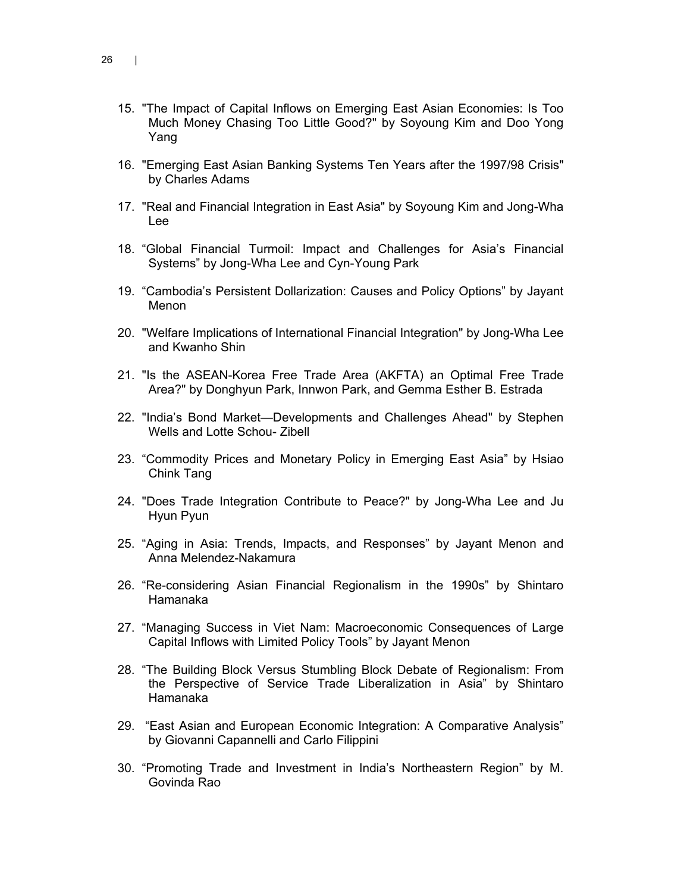15. "The Impact of Capital Inflows on Emerging East Asian Economies: Is Too Much Money Chasing Too Little Good?" by Soyoung Kim and Doo Yong Yang

16. "Emerging East Asian Banking Systems Ten Years after the 1997/98 Crisis" by Charles Adams

17. "Real and Financial Integration in East Asia" by Soyoung Kim and Jong-Wha Lee

18. "Global Financial Turmoil: Impact and Challenges for Asia's Financial Systems" by Jong-Wha Lee and Cyn-Young Park

19. "Cambodia's Persistent Dollarization: Causes and Policy Options" by Jayant Menon

20. "Welfare Implications of International Financial Integration" by Jong-Wha Lee and Kwanho Shin

21. "Is the ASEAN-Korea Free Trade Area (AKFTA) an Optimal Free Trade Area?" by Donghyun Park, Innwon Park, and Gemma Esther B. Estrada

22. "India's Bond Market—Developments and Challenges Ahead" by Stephen Wells and Lotte Schou- Zibell

23. "Commodity Prices and Monetary Policy in Emerging East Asia" by Hsiao Chink Tang

24. "Does Trade Integration Contribute to Peace?" by Jong-Wha Lee and Ju Hyun Pyun

25. "Aging in Asia: Trends, Impacts, and Responses" by Jayant Menon and Anna Melendez-Nakamura

26. "Re-considering Asian Financial Regionalism in the 1990s" by Shintaro Hamanaka

27. "Managing Success in Viet Nam: Macroeconomic Consequences of Large Capital Inflows with Limited Policy Tools" by Jayant Menon

28. "The Building Block Versus Stumbling Block Debate of Regionalism: From the Perspective of Service Trade Liberalization in Asia" by Shintaro Hamanaka

29. "East Asian and European Economic Integration: A Comparative Analysis" by Giovanni Capannelli and Carlo Filippini

30. "Promoting Trade and Investment in India's Northeastern Region" by M. Govinda Rao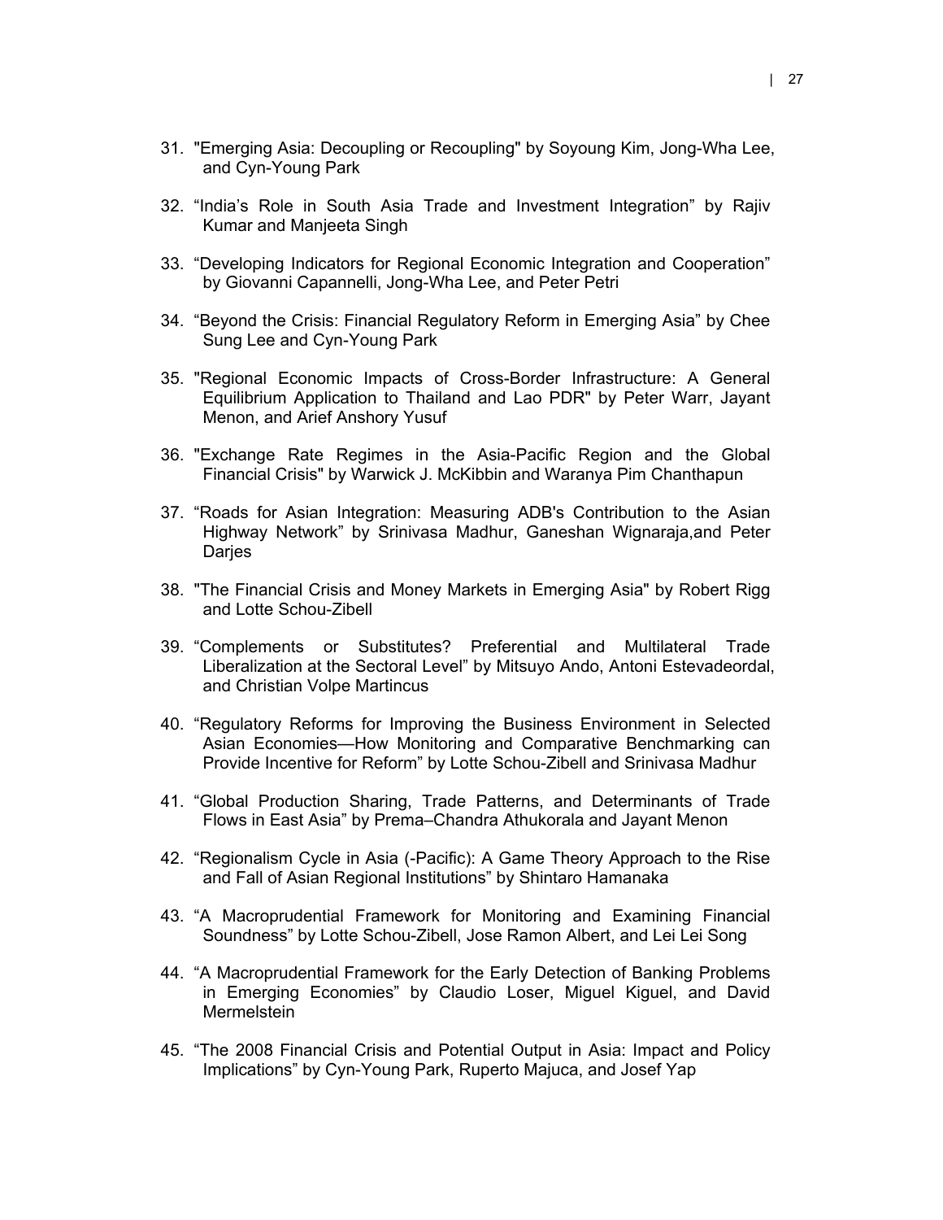31. "Emerging Asia: Decoupling or Recoupling" by Soyoung Kim, Jong-Wha Lee, and Cyn-Young Park

32. "India's Role in South Asia Trade and Investment Integration" by Rajiv Kumar and Manjeeta Singh

33. "Developing Indicators for Regional Economic Integration and Cooperation" by Giovanni Capannelli, Jong-Wha Lee, and Peter Petri

34. "Beyond the Crisis: Financial Regulatory Reform in Emerging Asia" by Chee Sung Lee and Cyn-Young Park

35. "Regional Economic Impacts of Cross-Border Infrastructure: A General Equilibrium Application to Thailand and Lao PDR" by Peter Warr, Jayant Menon, and Arief Anshory Yusuf

36. "Exchange Rate Regimes in the Asia-Pacific Region and the Global Financial Crisis" by Warwick J. McKibbin and Waranya Pim Chanthapun

37. "Roads for Asian Integration: Measuring ADB's Contribution to the Asian Highway Network" by Srinivasa Madhur, Ganeshan Wignaraja,and Peter Darjes

38. "The Financial Crisis and Money Markets in Emerging Asia" by Robert Rigg and Lotte Schou-Zibell

39. "Complements or Substitutes? Preferential and Multilateral Trade Liberalization at the Sectoral Level" by Mitsuyo Ando, Antoni Estevadeordal, and Christian Volpe Martincus

40. "Regulatory Reforms for Improving the Business Environment in Selected Asian Economies—How Monitoring and Comparative Benchmarking can Provide Incentive for Reform" by Lotte Schou-Zibell and Srinivasa Madhur

41. "Global Production Sharing, Trade Patterns, and Determinants of Trade Flows in East Asia" by Prema–Chandra Athukorala and Jayant Menon

42. "Regionalism Cycle in Asia (-Pacific): A Game Theory Approach to the Rise and Fall of Asian Regional Institutions" by Shintaro Hamanaka

43. "A Macroprudential Framework for Monitoring and Examining Financial Soundness" by Lotte Schou-Zibell, Jose Ramon Albert, and Lei Lei Song

44. "A Macroprudential Framework for the Early Detection of Banking Problems in Emerging Economies" by Claudio Loser, Miguel Kiguel, and David Mermelstein

45. "The 2008 Financial Crisis and Potential Output in Asia: Impact and Policy Implications" by Cyn-Young Park, Ruperto Majuca, and Josef Yap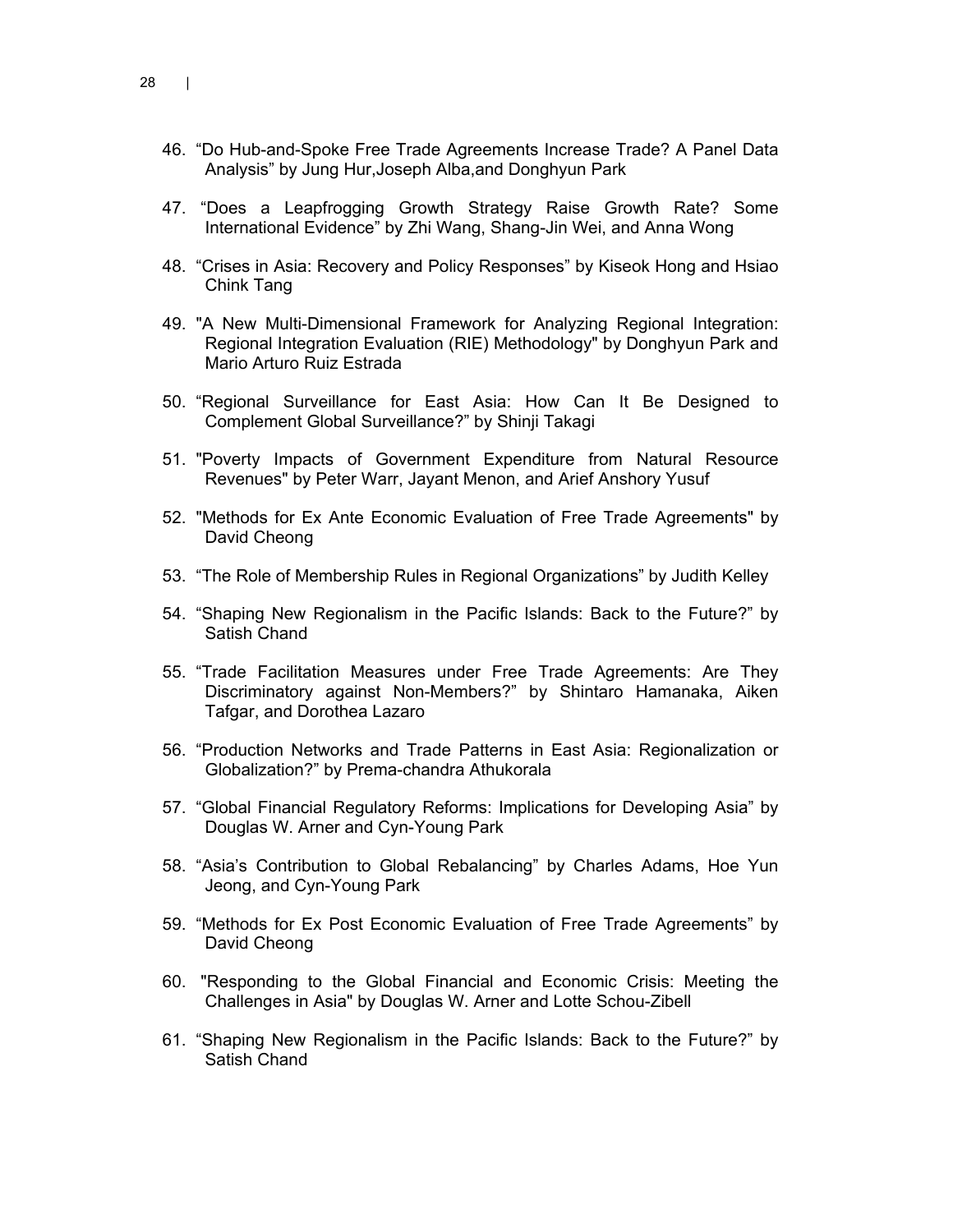46. "Do Hub-and-Spoke Free Trade Agreements Increase Trade? A Panel Data Analysis" by Jung Hur,Joseph Alba,and Donghyun Park

47. "Does a Leapfrogging Growth Strategy Raise Growth Rate? Some International Evidence" by Zhi Wang, Shang-Jin Wei, and Anna Wong

48. "Crises in Asia: Recovery and Policy Responses" by Kiseok Hong and Hsiao Chink Tang

49. "A New Multi-Dimensional Framework for Analyzing Regional Integration: Regional Integration Evaluation (RIE) Methodology" by Donghyun Park and Mario Arturo Ruiz Estrada

50. "Regional Surveillance for East Asia: How Can It Be Designed to Complement Global Surveillance?" by Shinji Takagi

51. "Poverty Impacts of Government Expenditure from Natural Resource Revenues" by Peter Warr, Jayant Menon, and Arief Anshory Yusuf

52. "Methods for Ex Ante Economic Evaluation of Free Trade Agreements" by David Cheong

53. "The Role of Membership Rules in Regional Organizations" by Judith Kelley

54. "Shaping New Regionalism in the Pacific Islands: Back to the Future?" by Satish Chand

55. "Trade Facilitation Measures under Free Trade Agreements: Are They Discriminatory against Non-Members?" by Shintaro Hamanaka, Aiken Tafgar, and Dorothea Lazaro

56. "Production Networks and Trade Patterns in East Asia: Regionalization or Globalization?" by Prema-chandra Athukorala

57. "Global Financial Regulatory Reforms: Implications for Developing Asia" by Douglas W. Arner and Cyn-Young Park

58. "Asia's Contribution to Global Rebalancing" by Charles Adams, Hoe Yun Jeong, and Cyn-Young Park

59. "Methods for Ex Post Economic Evaluation of Free Trade Agreements" by David Cheong

60. "Responding to the Global Financial and Economic Crisis: Meeting the Challenges in Asia" by Douglas W. Arner and Lotte Schou-Zibell

61. "Shaping New Regionalism in the Pacific Islands: Back to the Future?" by Satish Chand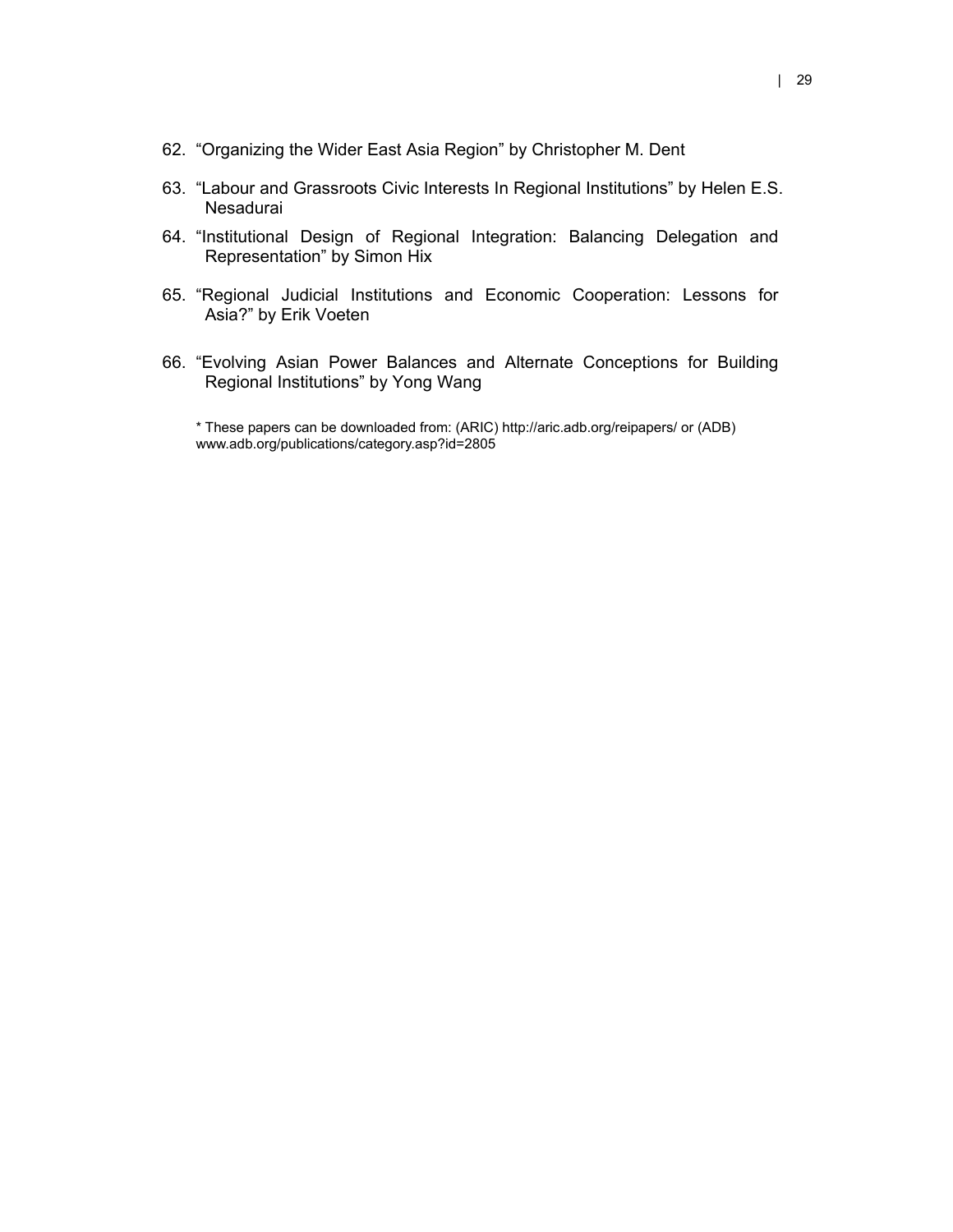62. "Organizing the Wider East Asia Region" by Christopher M. Dent

63. "Labour and Grassroots Civic Interests In Regional Institutions" by Helen E.S. Nesadurai

64. "Institutional Design of Regional Integration: Balancing Delegation and Representation" by Simon Hix

65. "Regional Judicial Institutions and Economic Cooperation: Lessons for Asia?" by Erik Voeten

66. "Evolving Asian Power Balances and Alternate Conceptions for Building Regional Institutions" by Yong Wang

* These papers can be downloaded from: (ARIC) http://aric.adb.org/reipapers/ or (ADB) www.adb.org/publications/category.asp?id=2805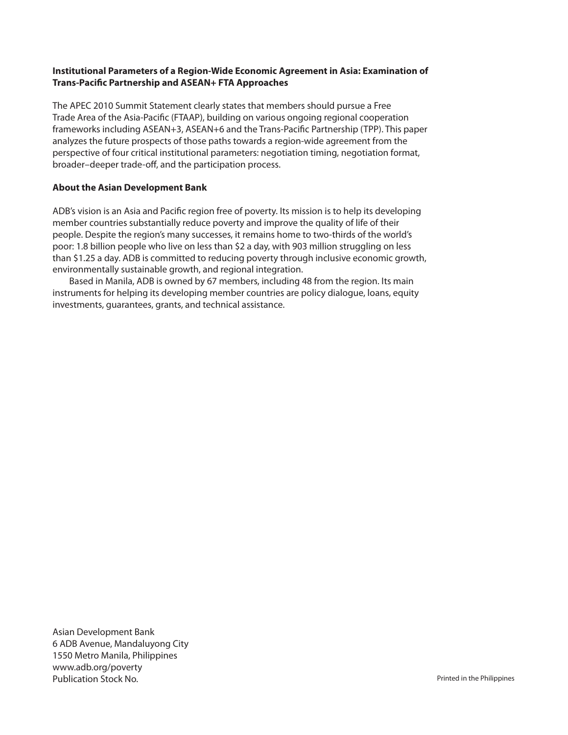**Institutional Parameters of a Region-Wide Economic Agreement in Asia: Examination of Trans-Pacific Partnership and ASEAN+ FTA Approaches**

The APEC 2010 Summit Statement clearly states that members should pursue a Free Trade Area of the Asia-Pacific (FTAAP), building on various ongoing regional cooperation frameworks including ASEAN+3, ASEAN+6 and the Trans-Pacific Partnership (TPP). This paper analyzes the future prospects of those paths towards a region-wide agreement from the perspective of four critical institutional parameters: negotiation timing, negotiation format, broader–deeper trade-off, and the participation process.

**About the Asian Development Bank**

ADB's vision is an Asia and Pacific region free of poverty. Its mission is to help its developing member countries substantially reduce poverty and improve the quality of life of their people. Despite the region's many successes, it remains home to two-thirds of the world's poor: 1.8 billion people who live on less than $2 a day, with 903 million struggling on less than $1.25 a day. ADB is committed to reducing poverty through inclusive economic growth, environmentally sustainable growth, and regional integration.

Based in Manila, ADB is owned by 67 members, including 48 from the region. Its main instruments for helping its developing member countries are policy dialogue, loans, equity investments, guarantees, grants, and technical assistance.

Asian Development Bank
6 ADB Avenue, Mandaluyong City
1550 Metro Manila, Philippines
www.adb.org/poverty
Publication Stock No.

Printed in the Philippines